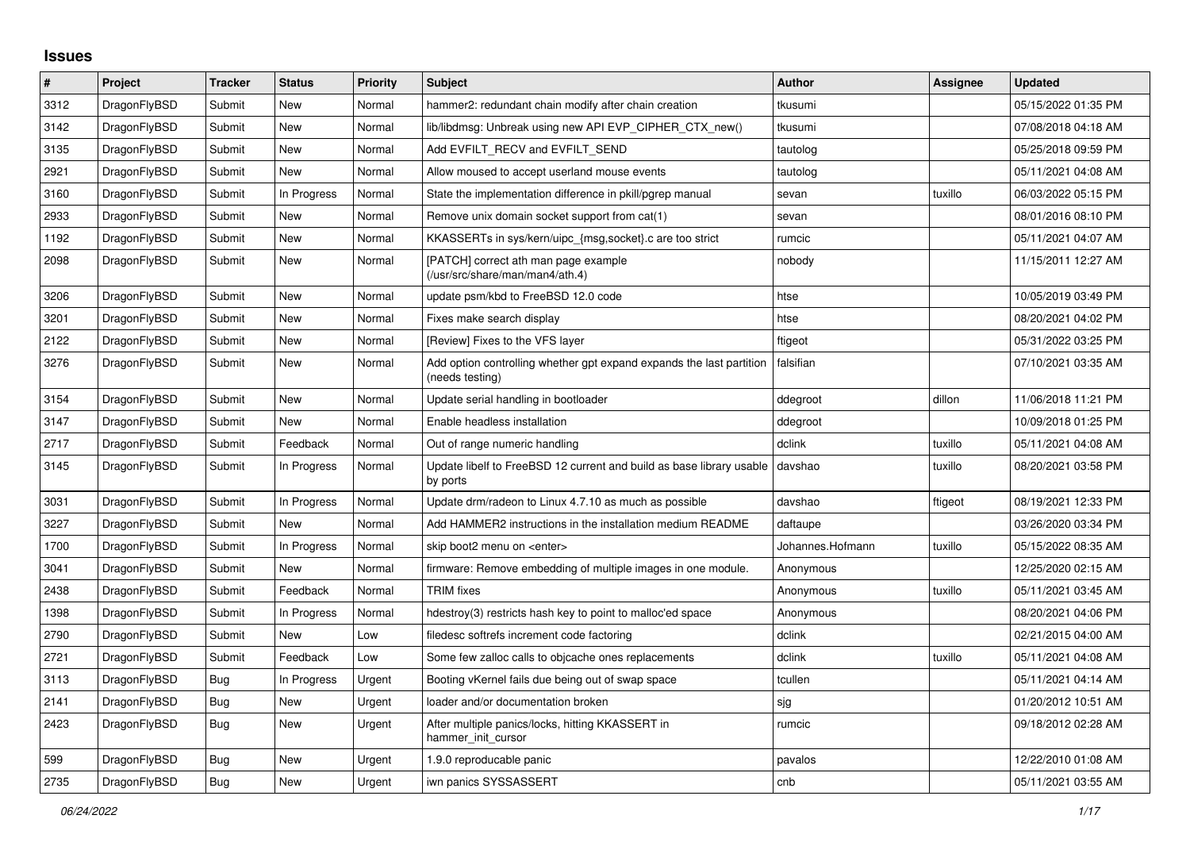# Issues

| # | Project | Tracker | Status | Priority | Subject | Author | Assignee | Updated |
|---|---|---|---|---|---|---|---|---|
| 3312 | DragonFlyBSD | Submit | New | Normal | hammer2: redundant chain modify after chain creation | tkusumi | | 05/15/2022 01:35 PM |
| 3142 | DragonFlyBSD | Submit | New | Normal | lib/libdmsg: Unbreak using new API EVP_CIPHER_CTX_new() | tkusumi | | 07/08/2018 04:18 AM |
| 3135 | DragonFlyBSD | Submit | New | Normal | Add EVFILT_RECV and EVFILT_SEND | tautolog | | 05/25/2018 09:59 PM |
| 2921 | DragonFlyBSD | Submit | New | Normal | Allow moused to accept userland mouse events | tautolog | | 05/11/2021 04:08 AM |
| 3160 | DragonFlyBSD | Submit | In Progress | Normal | State the implementation difference in pkill/pgrep manual | sevan | tuxillo | 06/03/2022 05:15 PM |
| 2933 | DragonFlyBSD | Submit | New | Normal | Remove unix domain socket support from cat(1) | sevan | | 08/01/2016 08:10 PM |
| 1192 | DragonFlyBSD | Submit | New | Normal | KKASSERTs in sys/kern/uipc_{msg,socket}.c are too strict | rumcic | | 05/11/2021 04:07 AM |
| 2098 | DragonFlyBSD | Submit | New | Normal | [PATCH] correct ath man page example (/usr/src/share/man/man4/ath.4) | nobody | | 11/15/2011 12:27 AM |
| 3206 | DragonFlyBSD | Submit | New | Normal | update psm/kbd to FreeBSD 12.0 code | htse | | 10/05/2019 03:49 PM |
| 3201 | DragonFlyBSD | Submit | New | Normal | Fixes make search display | htse | | 08/20/2021 04:02 PM |
| 2122 | DragonFlyBSD | Submit | New | Normal | [Review] Fixes to the VFS layer | ftigeot | | 05/31/2022 03:25 PM |
| 3276 | DragonFlyBSD | Submit | New | Normal | Add option controlling whether gpt expand expands the last partition (needs testing) | falsifian | | 07/10/2021 03:35 AM |
| 3154 | DragonFlyBSD | Submit | New | Normal | Update serial handling in bootloader | ddegroot | dillon | 11/06/2018 11:21 PM |
| 3147 | DragonFlyBSD | Submit | New | Normal | Enable headless installation | ddegroot | | 10/09/2018 01:25 PM |
| 2717 | DragonFlyBSD | Submit | Feedback | Normal | Out of range numeric handling | dclink | tuxillo | 05/11/2021 04:08 AM |
| 3145 | DragonFlyBSD | Submit | In Progress | Normal | Update libelf to FreeBSD 12 current and build as base library usable by ports | davshao | tuxillo | 08/20/2021 03:58 PM |
| 3031 | DragonFlyBSD | Submit | In Progress | Normal | Update drm/radeon to Linux 4.7.10 as much as possible | davshao | ftigeot | 08/19/2021 12:33 PM |
| 3227 | DragonFlyBSD | Submit | New | Normal | Add HAMMER2 instructions in the installation medium README | daftaupe | | 03/26/2020 03:34 PM |
| 1700 | DragonFlyBSD | Submit | In Progress | Normal | skip boot2 menu on <enter> | Johannes.Hofmann | tuxillo | 05/15/2022 08:35 AM |
| 3041 | DragonFlyBSD | Submit | New | Normal | firmware: Remove embedding of multiple images in one module. | Anonymous | | 12/25/2020 02:15 AM |
| 2438 | DragonFlyBSD | Submit | Feedback | Normal | TRIM fixes | Anonymous | tuxillo | 05/11/2021 03:45 AM |
| 1398 | DragonFlyBSD | Submit | In Progress | Normal | hdestroy(3) restricts hash key to point to malloc'ed space | Anonymous | | 08/20/2021 04:06 PM |
| 2790 | DragonFlyBSD | Submit | New | Low | filedesc softrefs increment code factoring | dclink | | 02/21/2015 04:00 AM |
| 2721 | DragonFlyBSD | Submit | Feedback | Low | Some few zalloc calls to objcache ones replacements | dclink | tuxillo | 05/11/2021 04:08 AM |
| 3113 | DragonFlyBSD | Bug | In Progress | Urgent | Booting vKernel fails due being out of swap space | tcullen | | 05/11/2021 04:14 AM |
| 2141 | DragonFlyBSD | Bug | New | Urgent | loader and/or documentation broken | sjg | | 01/20/2012 10:51 AM |
| 2423 | DragonFlyBSD | Bug | New | Urgent | After multiple panics/locks, hitting KKASSERT in hammer_init_cursor | rumcic | | 09/18/2012 02:28 AM |
| 599 | DragonFlyBSD | Bug | New | Urgent | 1.9.0 reproducable panic | pavalos | | 12/22/2010 01:08 AM |
| 2735 | DragonFlyBSD | Bug | New | Urgent | iwn panics SYSSASSERT | cnb | | 05/11/2021 03:55 AM |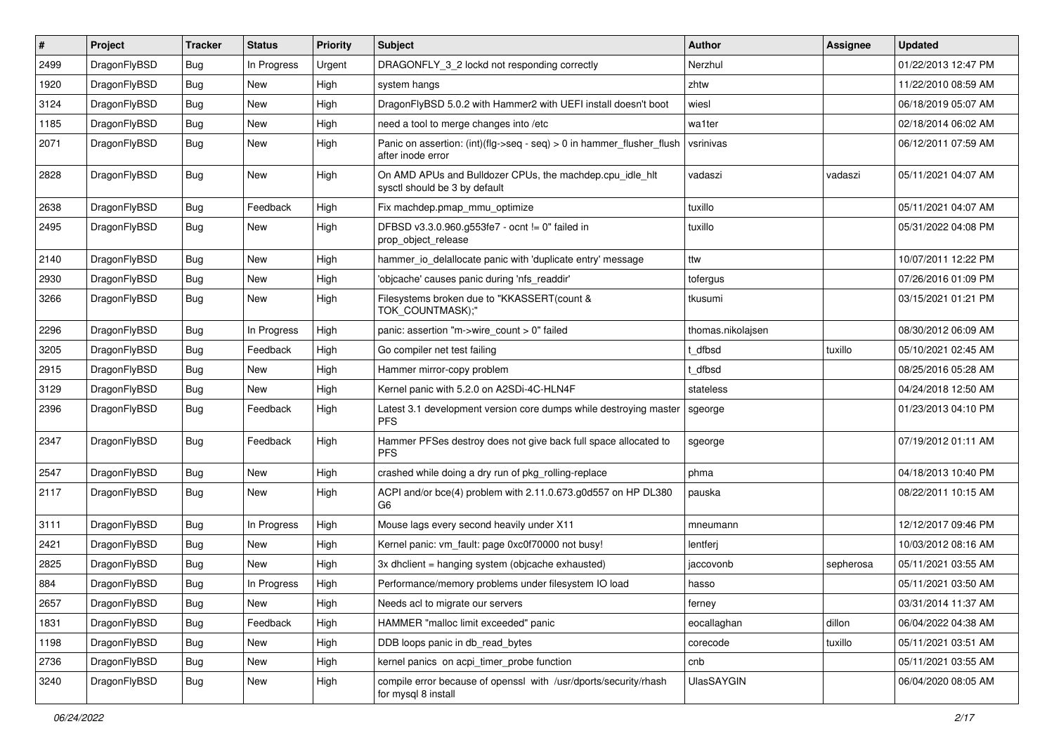| # | Project | Tracker | Status | Priority | Subject | Author | Assignee | Updated |
|---|---|---|---|---|---|---|---|---|
| 2499 | DragonFlyBSD | Bug | In Progress | Urgent | DRAGONFLY_3_2 lockd not responding correctly | Nerzhul | | 01/22/2013 12:47 PM |
| 1920 | DragonFlyBSD | Bug | New | High | system hangs | zhtw | | 11/22/2010 08:59 AM |
| 3124 | DragonFlyBSD | Bug | New | High | DragonFlyBSD 5.0.2 with Hammer2 with UEFI install doesn't boot | wiesl | | 06/18/2019 05:07 AM |
| 1185 | DragonFlyBSD | Bug | New | High | need a tool to merge changes into /etc | wa1ter | | 02/18/2014 06:02 AM |
| 2071 | DragonFlyBSD | Bug | New | High | Panic on assertion: (int)(flg->seq - seq) > 0 in hammer_flusher_flush after inode error | vsrinivas | | 06/12/2011 07:59 AM |
| 2828 | DragonFlyBSD | Bug | New | High | On AMD APUs and Bulldozer CPUs, the machdep.cpu_idle_hlt sysctl should be 3 by default | vadaszi | vadaszi | 05/11/2021 04:07 AM |
| 2638 | DragonFlyBSD | Bug | Feedback | High | Fix machdep.pmap_mmu_optimize | tuxillo | | 05/11/2021 04:07 AM |
| 2495 | DragonFlyBSD | Bug | New | High | DFBSD v3.3.0.960.g553fe7 - ocnt != 0" failed in prop_object_release | tuxillo | | 05/31/2022 04:08 PM |
| 2140 | DragonFlyBSD | Bug | New | High | hammer_io_delallocate panic with 'duplicate entry' message | ttw | | 10/07/2011 12:22 PM |
| 2930 | DragonFlyBSD | Bug | New | High | 'objcache' causes panic during 'nfs_readdir' | tofergus | | 07/26/2016 01:09 PM |
| 3266 | DragonFlyBSD | Bug | New | High | Filesystems broken due to "KKASSERT(count & TOK_COUNTMASK);" | tkusumi | | 03/15/2021 01:21 PM |
| 2296 | DragonFlyBSD | Bug | In Progress | High | panic: assertion "m->wire_count > 0" failed | thomas.nikolajsen | | 08/30/2012 06:09 AM |
| 3205 | DragonFlyBSD | Bug | Feedback | High | Go compiler net test failing | t_dfbsd | tuxillo | 05/10/2021 02:45 AM |
| 2915 | DragonFlyBSD | Bug | New | High | Hammer mirror-copy problem | t_dfbsd | | 08/25/2016 05:28 AM |
| 3129 | DragonFlyBSD | Bug | New | High | Kernel panic with 5.2.0 on A2SDi-4C-HLN4F | stateless | | 04/24/2018 12:50 AM |
| 2396 | DragonFlyBSD | Bug | Feedback | High | Latest 3.1 development version core dumps while destroying master PFS | sgeorge | | 01/23/2013 04:10 PM |
| 2347 | DragonFlyBSD | Bug | Feedback | High | Hammer PFSes destroy does not give back full space allocated to PFS | sgeorge | | 07/19/2012 01:11 AM |
| 2547 | DragonFlyBSD | Bug | New | High | crashed while doing a dry run of pkg_rolling-replace | phma | | 04/18/2013 10:40 PM |
| 2117 | DragonFlyBSD | Bug | New | High | ACPI and/or bce(4) problem with 2.11.0.673.g0d557 on HP DL380 G6 | pauska | | 08/22/2011 10:15 AM |
| 3111 | DragonFlyBSD | Bug | In Progress | High | Mouse lags every second heavily under X11 | mneumann | | 12/12/2017 09:46 PM |
| 2421 | DragonFlyBSD | Bug | New | High | Kernel panic: vm_fault: page 0xc0f70000 not busy! | lentferj | | 10/03/2012 08:16 AM |
| 2825 | DragonFlyBSD | Bug | New | High | 3x dhclient = hanging system (objcache exhausted) | jaccovonb | sepherosa | 05/11/2021 03:55 AM |
| 884 | DragonFlyBSD | Bug | In Progress | High | Performance/memory problems under filesystem IO load | hasso | | 05/11/2021 03:50 AM |
| 2657 | DragonFlyBSD | Bug | New | High | Needs acl to migrate our servers | ferney | | 03/31/2014 11:37 AM |
| 1831 | DragonFlyBSD | Bug | Feedback | High | HAMMER "malloc limit exceeded" panic | eocallaghan | dillon | 06/04/2022 04:38 AM |
| 1198 | DragonFlyBSD | Bug | New | High | DDB loops panic in db_read_bytes | corecode | tuxillo | 05/11/2021 03:51 AM |
| 2736 | DragonFlyBSD | Bug | New | High | kernel panics on acpi_timer_probe function | cnb | | 05/11/2021 03:55 AM |
| 3240 | DragonFlyBSD | Bug | New | High | compile error because of openssl with /usr/dports/security/rhash for mysql 8 install | UlasSAYGIN | | 06/04/2020 08:05 AM |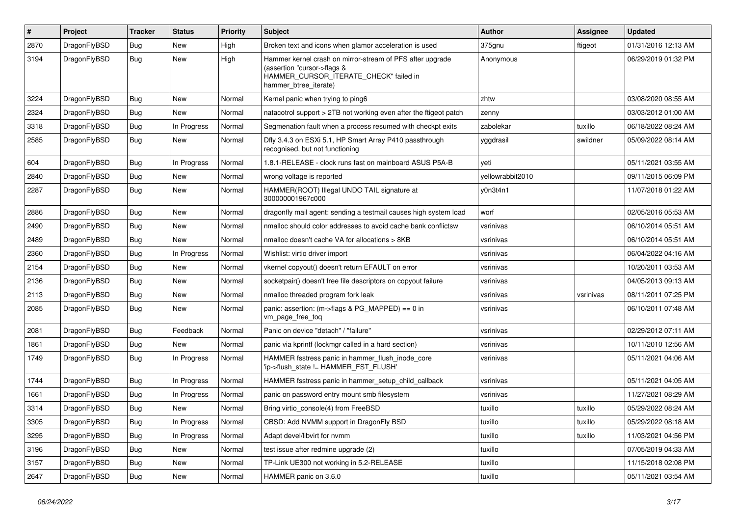| # | Project | Tracker | Status | Priority | Subject | Author | Assignee | Updated |
|---|---|---|---|---|---|---|---|---|
| 2870 | DragonFlyBSD | Bug | New | High | Broken text and icons when glamor acceleration is used | 375gnu | ftigeot | 01/31/2016 12:13 AM |
| 3194 | DragonFlyBSD | Bug | New | High | Hammer kernel crash on mirror-stream of PFS after upgrade (assertion "cursor->flags & HAMMER_CURSOR_ITERATE_CHECK" failed in hammer_btree_iterate) | Anonymous | | 06/29/2019 01:32 PM |
| 3224 | DragonFlyBSD | Bug | New | Normal | Kernel panic when trying to ping6 | zhtw | | 03/08/2020 08:55 AM |
| 2324 | DragonFlyBSD | Bug | New | Normal | natacotrol support > 2TB not working even after the ftigeot patch | zenny | | 03/03/2012 01:00 AM |
| 3318 | DragonFlyBSD | Bug | In Progress | Normal | Segmenation fault when a process resumed with checkpt exits | zabolekar | tuxillo | 06/18/2022 08:24 AM |
| 2585 | DragonFlyBSD | Bug | New | Normal | Dfly 3.4.3 on ESXi 5.1, HP Smart Array P410 passthrough recognised, but not functioning | yggdrasil | swildner | 05/09/2022 08:14 AM |
| 604 | DragonFlyBSD | Bug | In Progress | Normal | 1.8.1-RELEASE - clock runs fast on mainboard ASUS P5A-B | yeti | | 05/11/2021 03:55 AM |
| 2840 | DragonFlyBSD | Bug | New | Normal | wrong voltage is reported | yellowrabbit2010 | | 09/11/2015 06:09 PM |
| 2287 | DragonFlyBSD | Bug | New | Normal | HAMMER(ROOT) Illegal UNDO TAIL signature at 300000001967c000 | y0n3t4n1 | | 11/07/2018 01:22 AM |
| 2886 | DragonFlyBSD | Bug | New | Normal | dragonfly mail agent: sending a testmail causes high system load | worf | | 02/05/2016 05:53 AM |
| 2490 | DragonFlyBSD | Bug | New | Normal | nmalloc should color addresses to avoid cache bank conflictsw | vsrinivas | | 06/10/2014 05:51 AM |
| 2489 | DragonFlyBSD | Bug | New | Normal | nmalloc doesn't cache VA for allocations > 8KB | vsrinivas | | 06/10/2014 05:51 AM |
| 2360 | DragonFlyBSD | Bug | In Progress | Normal | Wishlist: virtio driver import | vsrinivas | | 06/04/2022 04:16 AM |
| 2154 | DragonFlyBSD | Bug | New | Normal | vkernel copyout() doesn't return EFAULT on error | vsrinivas | | 10/20/2011 03:53 AM |
| 2136 | DragonFlyBSD | Bug | New | Normal | socketpair() doesn't free file descriptors on copyout failure | vsrinivas | | 04/05/2013 09:13 AM |
| 2113 | DragonFlyBSD | Bug | New | Normal | nmalloc threaded program fork leak | vsrinivas | vsrinivas | 08/11/2011 07:25 PM |
| 2085 | DragonFlyBSD | Bug | New | Normal | panic: assertion: (m->flags & PG_MAPPED) == 0 in vm_page_free_toq | vsrinivas | | 06/10/2011 07:48 AM |
| 2081 | DragonFlyBSD | Bug | Feedback | Normal | Panic on device "detach" / "failure" | vsrinivas | | 02/29/2012 07:11 AM |
| 1861 | DragonFlyBSD | Bug | New | Normal | panic via kprintf (lockmgr called in a hard section) | vsrinivas | | 10/11/2010 12:56 AM |
| 1749 | DragonFlyBSD | Bug | In Progress | Normal | HAMMER fsstress panic in hammer_flush_inode_core 'ip->flush_state != HAMMER_FST_FLUSH' | vsrinivas | | 05/11/2021 04:06 AM |
| 1744 | DragonFlyBSD | Bug | In Progress | Normal | HAMMER fsstress panic in hammer_setup_child_callback | vsrinivas | | 05/11/2021 04:05 AM |
| 1661 | DragonFlyBSD | Bug | In Progress | Normal | panic on password entry mount smb filesystem | vsrinivas | | 11/27/2021 08:29 AM |
| 3314 | DragonFlyBSD | Bug | New | Normal | Bring virtio_console(4) from FreeBSD | tuxillo | tuxillo | 05/29/2022 08:24 AM |
| 3305 | DragonFlyBSD | Bug | In Progress | Normal | CBSD: Add NVMM support in DragonFly BSD | tuxillo | tuxillo | 05/29/2022 08:18 AM |
| 3295 | DragonFlyBSD | Bug | In Progress | Normal | Adapt devel/libvirt for nvmm | tuxillo | tuxillo | 11/03/2021 04:56 PM |
| 3196 | DragonFlyBSD | Bug | New | Normal | test issue after redmine upgrade (2) | tuxillo | | 07/05/2019 04:33 AM |
| 3157 | DragonFlyBSD | Bug | New | Normal | TP-Link UE300 not working in 5.2-RELEASE | tuxillo | | 11/15/2018 02:08 PM |
| 2647 | DragonFlyBSD | Bug | New | Normal | HAMMER panic on 3.6.0 | tuxillo | | 05/11/2021 03:54 AM |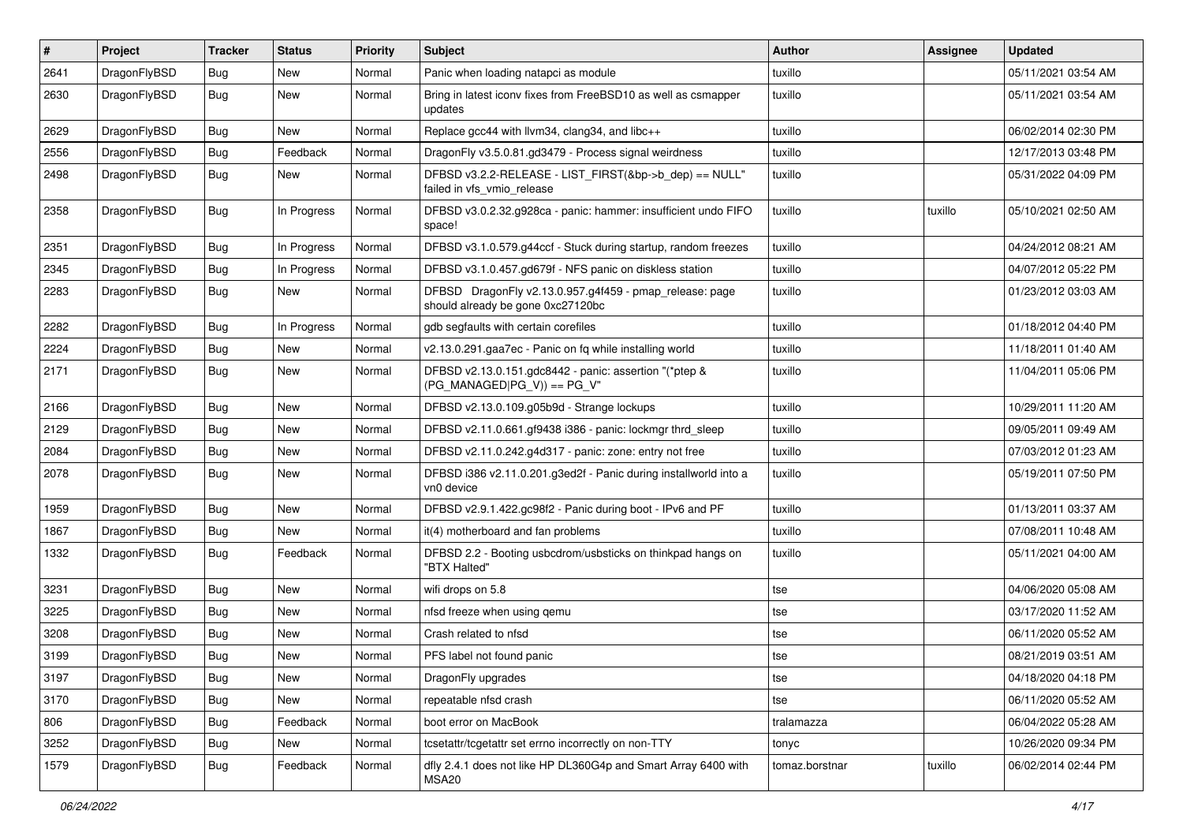| # | Project | Tracker | Status | Priority | Subject | Author | Assignee | Updated |
|---|---|---|---|---|---|---|---|---|
| 2641 | DragonFlyBSD | Bug | New | Normal | Panic when loading natapci as module | tuxillo | | 05/11/2021 03:54 AM |
| 2630 | DragonFlyBSD | Bug | New | Normal | Bring in latest iconv fixes from FreeBSD10 as well as csmapper updates | tuxillo | | 05/11/2021 03:54 AM |
| 2629 | DragonFlyBSD | Bug | New | Normal | Replace gcc44 with llvm34, clang34, and libc++ | tuxillo | | 06/02/2014 02:30 PM |
| 2556 | DragonFlyBSD | Bug | Feedback | Normal | DragonFly v3.5.0.81.gd3479 - Process signal weirdness | tuxillo | | 12/17/2013 03:48 PM |
| 2498 | DragonFlyBSD | Bug | New | Normal | DFBSD v3.2.2-RELEASE - LIST_FIRST(&bp->b_dep) == NULL" failed in vfs_vmio_release | tuxillo | | 05/31/2022 04:09 PM |
| 2358 | DragonFlyBSD | Bug | In Progress | Normal | DFBSD v3.0.2.32.g928ca - panic: hammer: insufficient undo FIFO space! | tuxillo | tuxillo | 05/10/2021 02:50 AM |
| 2351 | DragonFlyBSD | Bug | In Progress | Normal | DFBSD v3.1.0.579.g44ccf - Stuck during startup, random freezes | tuxillo | | 04/24/2012 08:21 AM |
| 2345 | DragonFlyBSD | Bug | In Progress | Normal | DFBSD v3.1.0.457.gd679f - NFS panic on diskless station | tuxillo | | 04/07/2012 05:22 PM |
| 2283 | DragonFlyBSD | Bug | New | Normal | DFBSD DragonFly v2.13.0.957.g4f459 - pmap_release: page should already be gone 0xc27120bc | tuxillo | | 01/23/2012 03:03 AM |
| 2282 | DragonFlyBSD | Bug | In Progress | Normal | gdb segfaults with certain corefiles | tuxillo | | 01/18/2012 04:40 PM |
| 2224 | DragonFlyBSD | Bug | New | Normal | v2.13.0.291.gaa7ec - Panic on fq while installing world | tuxillo | | 11/18/2011 01:40 AM |
| 2171 | DragonFlyBSD | Bug | New | Normal | DFBSD v2.13.0.151.gdc8442 - panic: assertion "(*ptep & (PG_MANAGED\|PG_V)) == PG_V" | tuxillo | | 11/04/2011 05:06 PM |
| 2166 | DragonFlyBSD | Bug | New | Normal | DFBSD v2.13.0.109.g05b9d - Strange lockups | tuxillo | | 10/29/2011 11:20 AM |
| 2129 | DragonFlyBSD | Bug | New | Normal | DFBSD v2.11.0.661.gf9438 i386 - panic: lockmgr thrd_sleep | tuxillo | | 09/05/2011 09:49 AM |
| 2084 | DragonFlyBSD | Bug | New | Normal | DFBSD v2.11.0.242.g4d317 - panic: zone: entry not free | tuxillo | | 07/03/2012 01:23 AM |
| 2078 | DragonFlyBSD | Bug | New | Normal | DFBSD i386 v2.11.0.201.g3ed2f - Panic during installworld into a vn0 device | tuxillo | | 05/19/2011 07:50 PM |
| 1959 | DragonFlyBSD | Bug | New | Normal | DFBSD v2.9.1.422.gc98f2 - Panic during boot - IPv6 and PF | tuxillo | | 01/13/2011 03:37 AM |
| 1867 | DragonFlyBSD | Bug | New | Normal | it(4) motherboard and fan problems | tuxillo | | 07/08/2011 10:48 AM |
| 1332 | DragonFlyBSD | Bug | Feedback | Normal | DFBSD 2.2 - Booting usbcdrom/usbsticks on thinkpad hangs on "BTX Halted" | tuxillo | | 05/11/2021 04:00 AM |
| 3231 | DragonFlyBSD | Bug | New | Normal | wifi drops on 5.8 | tse | | 04/06/2020 05:08 AM |
| 3225 | DragonFlyBSD | Bug | New | Normal | nfsd freeze when using qemu | tse | | 03/17/2020 11:52 AM |
| 3208 | DragonFlyBSD | Bug | New | Normal | Crash related to nfsd | tse | | 06/11/2020 05:52 AM |
| 3199 | DragonFlyBSD | Bug | New | Normal | PFS label not found panic | tse | | 08/21/2019 03:51 AM |
| 3197 | DragonFlyBSD | Bug | New | Normal | DragonFly upgrades | tse | | 04/18/2020 04:18 PM |
| 3170 | DragonFlyBSD | Bug | New | Normal | repeatable nfsd crash | tse | | 06/11/2020 05:52 AM |
| 806 | DragonFlyBSD | Bug | Feedback | Normal | boot error on MacBook | tralamazza | | 06/04/2022 05:28 AM |
| 3252 | DragonFlyBSD | Bug | New | Normal | tcsetattr/tcgetattr set errno incorrectly on non-TTY | tonyc | | 10/26/2020 09:34 PM |
| 1579 | DragonFlyBSD | Bug | Feedback | Normal | dfly 2.4.1 does not like HP DL360G4p and Smart Array 6400 with MSA20 | tomaz.borstnar | tuxillo | 06/02/2014 02:44 PM |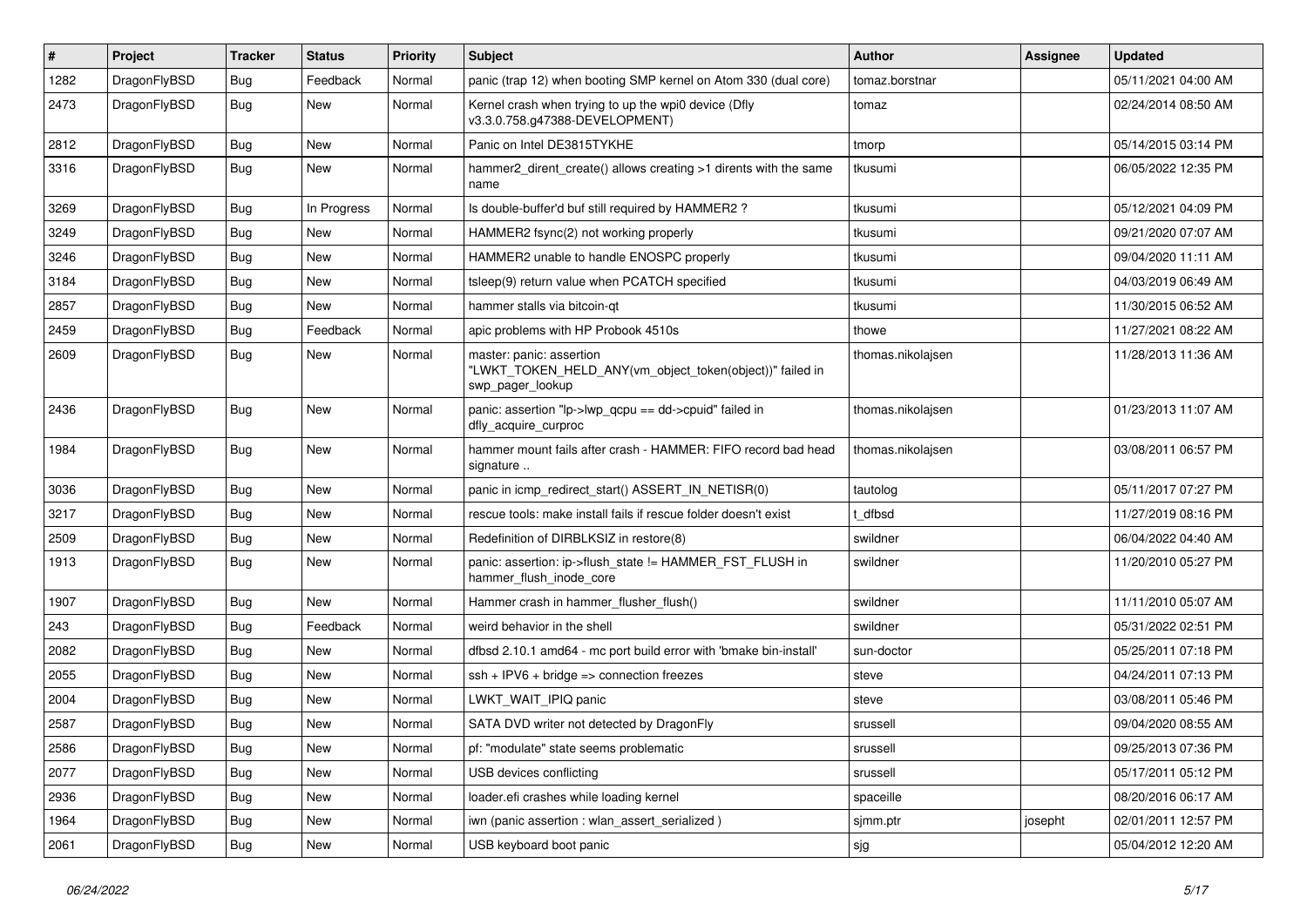| # | Project | Tracker | Status | Priority | Subject | Author | Assignee | Updated |
|---|---|---|---|---|---|---|---|---|
| 1282 | DragonFlyBSD | Bug | Feedback | Normal | panic (trap 12) when booting SMP kernel on Atom 330 (dual core) | tomaz.borstnar | | 05/11/2021 04:00 AM |
| 2473 | DragonFlyBSD | Bug | New | Normal | Kernel crash when trying to up the wpi0 device (Dfly v3.3.0.758.g47388-DEVELOPMENT) | tomaz | | 02/24/2014 08:50 AM |
| 2812 | DragonFlyBSD | Bug | New | Normal | Panic on Intel DE3815TYKHE | tmorp | | 05/14/2015 03:14 PM |
| 3316 | DragonFlyBSD | Bug | New | Normal | hammer2_dirent_create() allows creating >1 dirents with the same name | tkusumi | | 06/05/2022 12:35 PM |
| 3269 | DragonFlyBSD | Bug | In Progress | Normal | Is double-buffer'd buf still required by HAMMER2 ? | tkusumi | | 05/12/2021 04:09 PM |
| 3249 | DragonFlyBSD | Bug | New | Normal | HAMMER2 fsync(2) not working properly | tkusumi | | 09/21/2020 07:07 AM |
| 3246 | DragonFlyBSD | Bug | New | Normal | HAMMER2 unable to handle ENOSPC properly | tkusumi | | 09/04/2020 11:11 AM |
| 3184 | DragonFlyBSD | Bug | New | Normal | tsleep(9) return value when PCATCH specified | tkusumi | | 04/03/2019 06:49 AM |
| 2857 | DragonFlyBSD | Bug | New | Normal | hammer stalls via bitcoin-qt | tkusumi | | 11/30/2015 06:52 AM |
| 2459 | DragonFlyBSD | Bug | Feedback | Normal | apic problems with HP Probook 4510s | thowe | | 11/27/2021 08:22 AM |
| 2609 | DragonFlyBSD | Bug | New | Normal | master: panic: assertion "LWKT_TOKEN_HELD_ANY(vm_object_token(object))" failed in swp_pager_lookup | thomas.nikolajsen | | 11/28/2013 11:36 AM |
| 2436 | DragonFlyBSD | Bug | New | Normal | panic: assertion "lp->lwp_qcpu == dd->cpuid" failed in dfly_acquire_curproc | thomas.nikolajsen | | 01/23/2013 11:07 AM |
| 1984 | DragonFlyBSD | Bug | New | Normal | hammer mount fails after crash - HAMMER: FIFO record bad head signature .. | thomas.nikolajsen | | 03/08/2011 06:57 PM |
| 3036 | DragonFlyBSD | Bug | New | Normal | panic in icmp_redirect_start() ASSERT_IN_NETISR(0) | tautolog | | 05/11/2017 07:27 PM |
| 3217 | DragonFlyBSD | Bug | New | Normal | rescue tools: make install fails if rescue folder doesn't exist | t_dfbsd | | 11/27/2019 08:16 PM |
| 2509 | DragonFlyBSD | Bug | New | Normal | Redefinition of DIRBLKSIZ in restore(8) | swildner | | 06/04/2022 04:40 AM |
| 1913 | DragonFlyBSD | Bug | New | Normal | panic: assertion: ip->flush_state != HAMMER_FST_FLUSH in hammer_flush_inode_core | swildner | | 11/20/2010 05:27 PM |
| 1907 | DragonFlyBSD | Bug | New | Normal | Hammer crash in hammer_flusher_flush() | swildner | | 11/11/2010 05:07 AM |
| 243 | DragonFlyBSD | Bug | Feedback | Normal | weird behavior in the shell | swildner | | 05/31/2022 02:51 PM |
| 2082 | DragonFlyBSD | Bug | New | Normal | dfbsd 2.10.1 amd64 - mc port build error with 'bmake bin-install' | sun-doctor | | 05/25/2011 07:18 PM |
| 2055 | DragonFlyBSD | Bug | New | Normal | ssh + IPV6 + bridge => connection freezes | steve | | 04/24/2011 07:13 PM |
| 2004 | DragonFlyBSD | Bug | New | Normal | LWKT_WAIT_IPIQ panic | steve | | 03/08/2011 05:46 PM |
| 2587 | DragonFlyBSD | Bug | New | Normal | SATA DVD writer not detected by DragonFly | srussell | | 09/04/2020 08:55 AM |
| 2586 | DragonFlyBSD | Bug | New | Normal | pf: "modulate" state seems problematic | srussell | | 09/25/2013 07:36 PM |
| 2077 | DragonFlyBSD | Bug | New | Normal | USB devices conflicting | srussell | | 05/17/2011 05:12 PM |
| 2936 | DragonFlyBSD | Bug | New | Normal | loader.efi crashes while loading kernel | spaceille | | 08/20/2016 06:17 AM |
| 1964 | DragonFlyBSD | Bug | New | Normal | iwn (panic assertion : wlan_assert_serialized ) | sjmm.ptr | josepht | 02/01/2011 12:57 PM |
| 2061 | DragonFlyBSD | Bug | New | Normal | USB keyboard boot panic | sjg | | 05/04/2012 12:20 AM |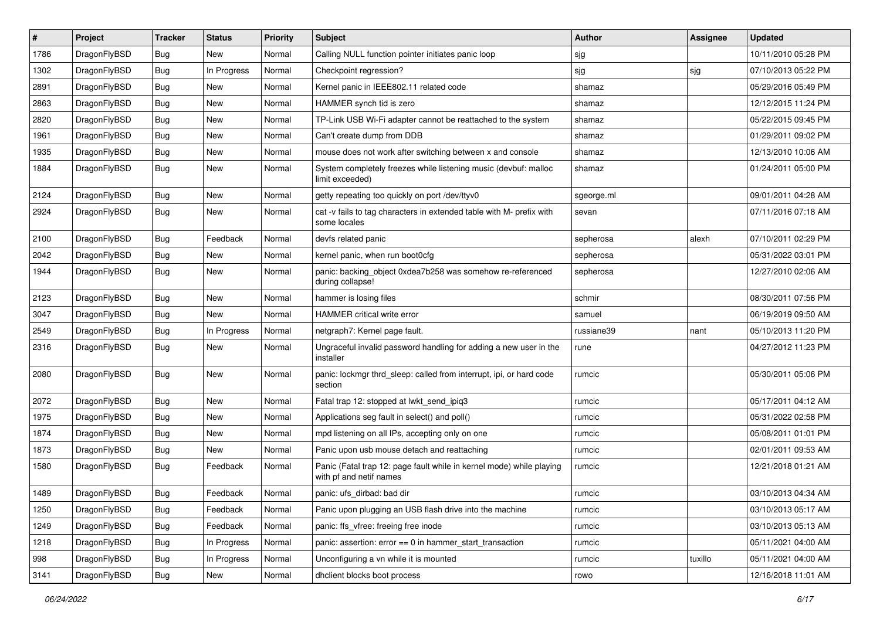| # | Project | Tracker | Status | Priority | Subject | Author | Assignee | Updated |
|---|---|---|---|---|---|---|---|---|
| 1786 | DragonFlyBSD | Bug | New | Normal | Calling NULL function pointer initiates panic loop | sjg | | 10/11/2010 05:28 PM |
| 1302 | DragonFlyBSD | Bug | In Progress | Normal | Checkpoint regression? | sjg | sjg | 07/10/2013 05:22 PM |
| 2891 | DragonFlyBSD | Bug | New | Normal | Kernel panic in IEEE802.11 related code | shamaz | | 05/29/2016 05:49 PM |
| 2863 | DragonFlyBSD | Bug | New | Normal | HAMMER synch tid is zero | shamaz | | 12/12/2015 11:24 PM |
| 2820 | DragonFlyBSD | Bug | New | Normal | TP-Link USB Wi-Fi adapter cannot be reattached to the system | shamaz | | 05/22/2015 09:45 PM |
| 1961 | DragonFlyBSD | Bug | New | Normal | Can't create dump from DDB | shamaz | | 01/29/2011 09:02 PM |
| 1935 | DragonFlyBSD | Bug | New | Normal | mouse does not work after switching between x and console | shamaz | | 12/13/2010 10:06 AM |
| 1884 | DragonFlyBSD | Bug | New | Normal | System completely freezes while listening music (devbuf: malloc limit exceeded) | shamaz | | 01/24/2011 05:00 PM |
| 2124 | DragonFlyBSD | Bug | New | Normal | getty repeating too quickly on port /dev/ttyv0 | sgeorge.ml | | 09/01/2011 04:28 AM |
| 2924 | DragonFlyBSD | Bug | New | Normal | cat -v fails to tag characters in extended table with M- prefix with some locales | sevan | | 07/11/2016 07:18 AM |
| 2100 | DragonFlyBSD | Bug | Feedback | Normal | devfs related panic | sepherosa | alexh | 07/10/2011 02:29 PM |
| 2042 | DragonFlyBSD | Bug | New | Normal | kernel panic, when run boot0cfg | sepherosa | | 05/31/2022 03:01 PM |
| 1944 | DragonFlyBSD | Bug | New | Normal | panic: backing_object 0xdea7b258 was somehow re-referenced during collapse! | sepherosa | | 12/27/2010 02:06 AM |
| 2123 | DragonFlyBSD | Bug | New | Normal | hammer is losing files | schmir | | 08/30/2011 07:56 PM |
| 3047 | DragonFlyBSD | Bug | New | Normal | HAMMER critical write error | samuel | | 06/19/2019 09:50 AM |
| 2549 | DragonFlyBSD | Bug | In Progress | Normal | netgraph7: Kernel page fault. | russiane39 | nant | 05/10/2013 11:20 PM |
| 2316 | DragonFlyBSD | Bug | New | Normal | Ungraceful invalid password handling for adding a new user in the installer | rune | | 04/27/2012 11:23 PM |
| 2080 | DragonFlyBSD | Bug | New | Normal | panic: lockmgr thrd_sleep: called from interrupt, ipi, or hard code section | rumcic | | 05/30/2011 05:06 PM |
| 2072 | DragonFlyBSD | Bug | New | Normal | Fatal trap 12: stopped at lwkt_send_ipiq3 | rumcic | | 05/17/2011 04:12 AM |
| 1975 | DragonFlyBSD | Bug | New | Normal | Applications seg fault in select() and poll() | rumcic | | 05/31/2022 02:58 PM |
| 1874 | DragonFlyBSD | Bug | New | Normal | mpd listening on all IPs, accepting only on one | rumcic | | 05/08/2011 01:01 PM |
| 1873 | DragonFlyBSD | Bug | New | Normal | Panic upon usb mouse detach and reattaching | rumcic | | 02/01/2011 09:53 AM |
| 1580 | DragonFlyBSD | Bug | Feedback | Normal | Panic (Fatal trap 12: page fault while in kernel mode) while playing with pf and netif names | rumcic | | 12/21/2018 01:21 AM |
| 1489 | DragonFlyBSD | Bug | Feedback | Normal | panic: ufs_dirbad: bad dir | rumcic | | 03/10/2013 04:34 AM |
| 1250 | DragonFlyBSD | Bug | Feedback | Normal | Panic upon plugging an USB flash drive into the machine | rumcic | | 03/10/2013 05:17 AM |
| 1249 | DragonFlyBSD | Bug | Feedback | Normal | panic: ffs_vfree: freeing free inode | rumcic | | 03/10/2013 05:13 AM |
| 1218 | DragonFlyBSD | Bug | In Progress | Normal | panic: assertion: error == 0 in hammer_start_transaction | rumcic | | 05/11/2021 04:00 AM |
| 998 | DragonFlyBSD | Bug | In Progress | Normal | Unconfiguring a vn while it is mounted | rumcic | tuxillo | 05/11/2021 04:00 AM |
| 3141 | DragonFlyBSD | Bug | New | Normal | dhclient blocks boot process | rowo | | 12/16/2018 11:01 AM |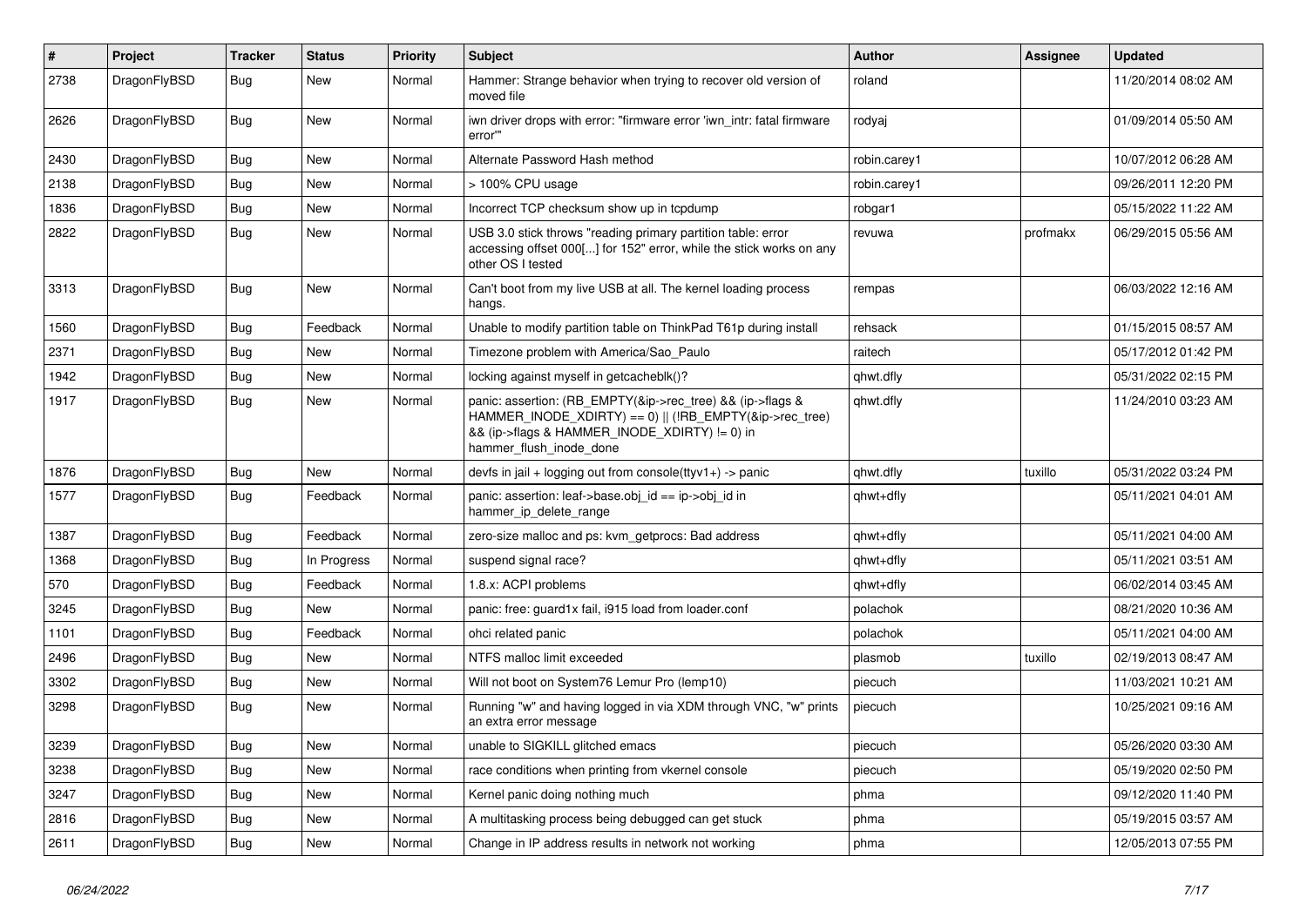| # | Project | Tracker | Status | Priority | Subject | Author | Assignee | Updated |
|---|---|---|---|---|---|---|---|---|
| 2738 | DragonFlyBSD | Bug | New | Normal | Hammer: Strange behavior when trying to recover old version of moved file | roland | | 11/20/2014 08:02 AM |
| 2626 | DragonFlyBSD | Bug | New | Normal | iwn driver drops with error: "firmware error 'iwn_intr: fatal firmware error'" | rodyaj | | 01/09/2014 05:50 AM |
| 2430 | DragonFlyBSD | Bug | New | Normal | Alternate Password Hash method | robin.carey1 | | 10/07/2012 06:28 AM |
| 2138 | DragonFlyBSD | Bug | New | Normal | > 100% CPU usage | robin.carey1 | | 09/26/2011 12:20 PM |
| 1836 | DragonFlyBSD | Bug | New | Normal | Incorrect TCP checksum show up in tcpdump | robgar1 | | 05/15/2022 11:22 AM |
| 2822 | DragonFlyBSD | Bug | New | Normal | USB 3.0 stick throws "reading primary partition table: error accessing offset 000[...] for 152" error, while the stick works on any other OS I tested | revuwa | profmakx | 06/29/2015 05:56 AM |
| 3313 | DragonFlyBSD | Bug | New | Normal | Can't boot from my live USB at all. The kernel loading process hangs. | rempas | | 06/03/2022 12:16 AM |
| 1560 | DragonFlyBSD | Bug | Feedback | Normal | Unable to modify partition table on ThinkPad T61p during install | rehsack | | 01/15/2015 08:57 AM |
| 2371 | DragonFlyBSD | Bug | New | Normal | Timezone problem with America/Sao_Paulo | raitech | | 05/17/2012 01:42 PM |
| 1942 | DragonFlyBSD | Bug | New | Normal | locking against myself in getcacheblk()? | qhwt.dfly | | 05/31/2022 02:15 PM |
| 1917 | DragonFlyBSD | Bug | New | Normal | panic: assertion: (RB_EMPTY(&ip->rec_tree) && (ip->flags & HAMMER_INODE_XDIRTY) == 0) \|\| (!RB_EMPTY(&ip->rec_tree) && (ip->flags & HAMMER_INODE_XDIRTY) != 0) in hammer_flush_inode_done | qhwt.dfly | | 11/24/2010 03:23 AM |
| 1876 | DragonFlyBSD | Bug | New | Normal | devfs in jail + logging out from console(ttyv1+) -> panic | qhwt.dfly | tuxillo | 05/31/2022 03:24 PM |
| 1577 | DragonFlyBSD | Bug | Feedback | Normal | panic: assertion: leaf->base.obj_id == ip->obj_id in hammer_ip_delete_range | qhwt+dfly | | 05/11/2021 04:01 AM |
| 1387 | DragonFlyBSD | Bug | Feedback | Normal | zero-size malloc and ps: kvm_getprocs: Bad address | qhwt+dfly | | 05/11/2021 04:00 AM |
| 1368 | DragonFlyBSD | Bug | In Progress | Normal | suspend signal race? | qhwt+dfly | | 05/11/2021 03:51 AM |
| 570 | DragonFlyBSD | Bug | Feedback | Normal | 1.8.x: ACPI problems | qhwt+dfly | | 06/02/2014 03:45 AM |
| 3245 | DragonFlyBSD | Bug | New | Normal | panic: free: guard1x fail, i915 load from loader.conf | polachok | | 08/21/2020 10:36 AM |
| 1101 | DragonFlyBSD | Bug | Feedback | Normal | ohci related panic | polachok | | 05/11/2021 04:00 AM |
| 2496 | DragonFlyBSD | Bug | New | Normal | NTFS malloc limit exceeded | plasmob | tuxillo | 02/19/2013 08:47 AM |
| 3302 | DragonFlyBSD | Bug | New | Normal | Will not boot on System76 Lemur Pro (lemp10) | piecuch | | 11/03/2021 10:21 AM |
| 3298 | DragonFlyBSD | Bug | New | Normal | Running "w" and having logged in via XDM through VNC, "w" prints an extra error message | piecuch | | 10/25/2021 09:16 AM |
| 3239 | DragonFlyBSD | Bug | New | Normal | unable to SIGKILL glitched emacs | piecuch | | 05/26/2020 03:30 AM |
| 3238 | DragonFlyBSD | Bug | New | Normal | race conditions when printing from vkernel console | piecuch | | 05/19/2020 02:50 PM |
| 3247 | DragonFlyBSD | Bug | New | Normal | Kernel panic doing nothing much | phma | | 09/12/2020 11:40 PM |
| 2816 | DragonFlyBSD | Bug | New | Normal | A multitasking process being debugged can get stuck | phma | | 05/19/2015 03:57 AM |
| 2611 | DragonFlyBSD | Bug | New | Normal | Change in IP address results in network not working | phma | | 12/05/2013 07:55 PM |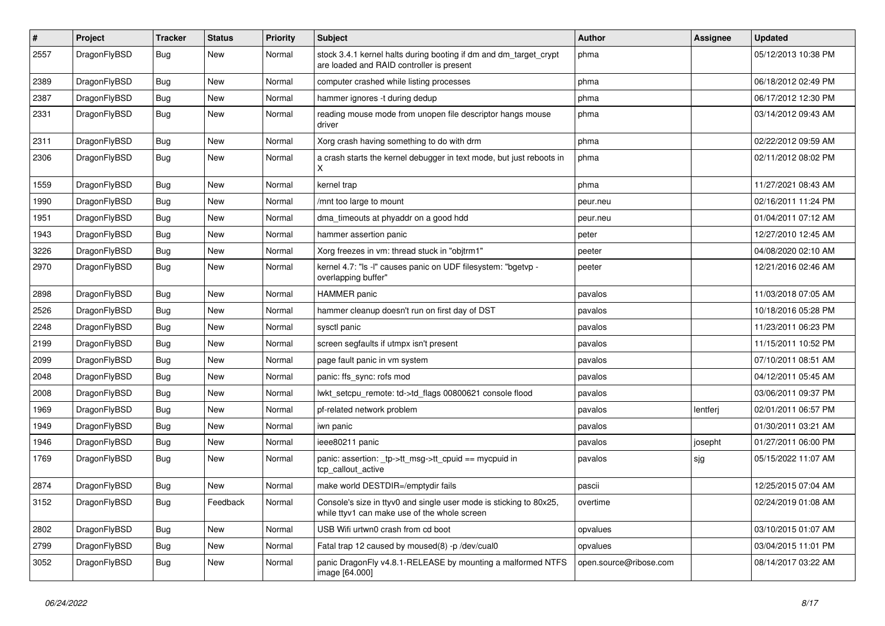| # | Project | Tracker | Status | Priority | Subject | Author | Assignee | Updated |
|---|---|---|---|---|---|---|---|---|
| 2557 | DragonFlyBSD | Bug | New | Normal | stock 3.4.1 kernel halts during booting if dm and dm_target_crypt are loaded and RAID controller is present | phma | | 05/12/2013 10:38 PM |
| 2389 | DragonFlyBSD | Bug | New | Normal | computer crashed while listing processes | phma | | 06/18/2012 02:49 PM |
| 2387 | DragonFlyBSD | Bug | New | Normal | hammer ignores -t during dedup | phma | | 06/17/2012 12:30 PM |
| 2331 | DragonFlyBSD | Bug | New | Normal | reading mouse mode from unopen file descriptor hangs mouse driver | phma | | 03/14/2012 09:43 AM |
| 2311 | DragonFlyBSD | Bug | New | Normal | Xorg crash having something to do with drm | phma | | 02/22/2012 09:59 AM |
| 2306 | DragonFlyBSD | Bug | New | Normal | a crash starts the kernel debugger in text mode, but just reboots in X | phma | | 02/11/2012 08:02 PM |
| 1559 | DragonFlyBSD | Bug | New | Normal | kernel trap | phma | | 11/27/2021 08:43 AM |
| 1990 | DragonFlyBSD | Bug | New | Normal | /mnt too large to mount | peur.neu | | 02/16/2011 11:24 PM |
| 1951 | DragonFlyBSD | Bug | New | Normal | dma_timeouts at phyaddr on a good hdd | peur.neu | | 01/04/2011 07:12 AM |
| 1943 | DragonFlyBSD | Bug | New | Normal | hammer assertion panic | peter | | 12/27/2010 12:45 AM |
| 3226 | DragonFlyBSD | Bug | New | Normal | Xorg freezes in vm: thread stuck in "objtrm1" | peeter | | 04/08/2020 02:10 AM |
| 2970 | DragonFlyBSD | Bug | New | Normal | kernel 4.7: "ls -l" causes panic on UDF filesystem: "bgetvp - overlapping buffer" | peeter | | 12/21/2016 02:46 AM |
| 2898 | DragonFlyBSD | Bug | New | Normal | HAMMER panic | pavalos | | 11/03/2018 07:05 AM |
| 2526 | DragonFlyBSD | Bug | New | Normal | hammer cleanup doesn't run on first day of DST | pavalos | | 10/18/2016 05:28 PM |
| 2248 | DragonFlyBSD | Bug | New | Normal | sysctl panic | pavalos | | 11/23/2011 06:23 PM |
| 2199 | DragonFlyBSD | Bug | New | Normal | screen segfaults if utmpx isn't present | pavalos | | 11/15/2011 10:52 PM |
| 2099 | DragonFlyBSD | Bug | New | Normal | page fault panic in vm system | pavalos | | 07/10/2011 08:51 AM |
| 2048 | DragonFlyBSD | Bug | New | Normal | panic: ffs_sync: rofs mod | pavalos | | 04/12/2011 05:45 AM |
| 2008 | DragonFlyBSD | Bug | New | Normal | lwkt_setcpu_remote: td->td_flags 00800621 console flood | pavalos | | 03/06/2011 09:37 PM |
| 1969 | DragonFlyBSD | Bug | New | Normal | pf-related network problem | pavalos | lentferj | 02/01/2011 06:57 PM |
| 1949 | DragonFlyBSD | Bug | New | Normal | iwn panic | pavalos | | 01/30/2011 03:21 AM |
| 1946 | DragonFlyBSD | Bug | New | Normal | ieee80211 panic | pavalos | josepht | 01/27/2011 06:00 PM |
| 1769 | DragonFlyBSD | Bug | New | Normal | panic: assertion: _tp->tt_msg->tt_cpuid == mycpuid in tcp_callout_active | pavalos | sjg | 05/15/2022 11:07 AM |
| 2874 | DragonFlyBSD | Bug | New | Normal | make world DESTDIR=/emptydir fails | pascii | | 12/25/2015 07:04 AM |
| 3152 | DragonFlyBSD | Bug | Feedback | Normal | Console's size in ttyv0 and single user mode is sticking to 80x25, while ttyv1 can make use of the whole screen | overtime | | 02/24/2019 01:08 AM |
| 2802 | DragonFlyBSD | Bug | New | Normal | USB Wifi urtwn0 crash from cd boot | opvalues | | 03/10/2015 01:07 AM |
| 2799 | DragonFlyBSD | Bug | New | Normal | Fatal trap 12 caused by moused(8) -p /dev/cual0 | opvalues | | 03/04/2015 11:01 PM |
| 3052 | DragonFlyBSD | Bug | New | Normal | panic DragonFly v4.8.1-RELEASE by mounting a malformed NTFS image [64.000] | open.source@ribose.com | | 08/14/2017 03:22 AM |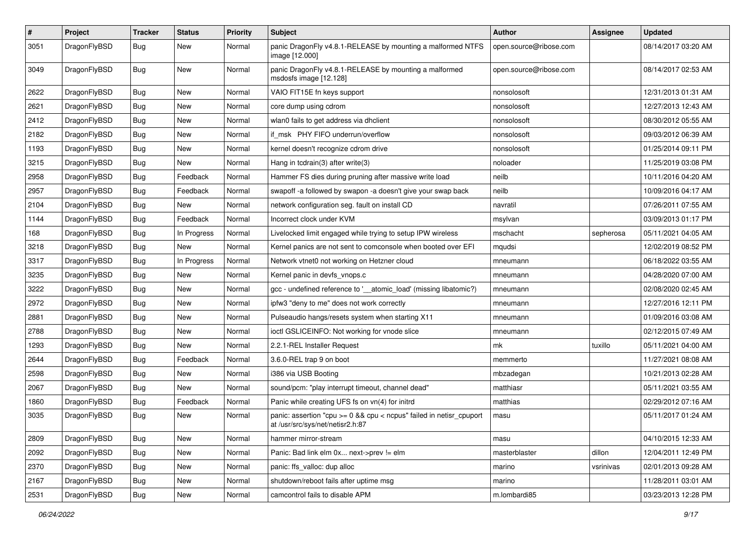| # | Project | Tracker | Status | Priority | Subject | Author | Assignee | Updated |
| --- | --- | --- | --- | --- | --- | --- | --- | --- |
| 3051 | DragonFlyBSD | Bug | New | Normal | panic DragonFly v4.8.1-RELEASE by mounting a malformed NTFS image [12.000] | open.source@ribose.com | | 08/14/2017 03:20 AM |
| 3049 | DragonFlyBSD | Bug | New | Normal | panic DragonFly v4.8.1-RELEASE by mounting a malformed msdosfs image [12.128] | open.source@ribose.com | | 08/14/2017 02:53 AM |
| 2622 | DragonFlyBSD | Bug | New | Normal | VAIO FIT15E fn keys support | nonsolosoft | | 12/31/2013 01:31 AM |
| 2621 | DragonFlyBSD | Bug | New | Normal | core dump using cdrom | nonsolosoft | | 12/27/2013 12:43 AM |
| 2412 | DragonFlyBSD | Bug | New | Normal | wlan0 fails to get address via dhclient | nonsolosoft | | 08/30/2012 05:55 AM |
| 2182 | DragonFlyBSD | Bug | New | Normal | if_msk PHY FIFO underrun/overflow | nonsolosoft | | 09/03/2012 06:39 AM |
| 1193 | DragonFlyBSD | Bug | New | Normal | kernel doesn't recognize cdrom drive | nonsolosoft | | 01/25/2014 09:11 PM |
| 3215 | DragonFlyBSD | Bug | New | Normal | Hang in tcdrain(3) after write(3) | noloader | | 11/25/2019 03:08 PM |
| 2958 | DragonFlyBSD | Bug | Feedback | Normal | Hammer FS dies during pruning after massive write load | neilb | | 10/11/2016 04:20 AM |
| 2957 | DragonFlyBSD | Bug | Feedback | Normal | swapoff -a followed by swapon -a doesn't give your swap back | neilb | | 10/09/2016 04:17 AM |
| 2104 | DragonFlyBSD | Bug | New | Normal | network configuration seg. fault on install CD | navratil | | 07/26/2011 07:55 AM |
| 1144 | DragonFlyBSD | Bug | Feedback | Normal | Incorrect clock under KVM | msylvan | | 03/09/2013 01:17 PM |
| 168 | DragonFlyBSD | Bug | In Progress | Normal | Livelocked limit engaged while trying to setup IPW wireless | mschacht | sepherosa | 05/11/2021 04:05 AM |
| 3218 | DragonFlyBSD | Bug | New | Normal | Kernel panics are not sent to comconsole when booted over EFI | mqudsi | | 12/02/2019 08:52 PM |
| 3317 | DragonFlyBSD | Bug | In Progress | Normal | Network vtnet0 not working on Hetzner cloud | mneumann | | 06/18/2022 03:55 AM |
| 3235 | DragonFlyBSD | Bug | New | Normal | Kernel panic in devfs_vnops.c | mneumann | | 04/28/2020 07:00 AM |
| 3222 | DragonFlyBSD | Bug | New | Normal | gcc - undefined reference to '__atomic_load' (missing libatomic?) | mneumann | | 02/08/2020 02:45 AM |
| 2972 | DragonFlyBSD | Bug | New | Normal | ipfw3 "deny to me" does not work correctly | mneumann | | 12/27/2016 12:11 PM |
| 2881 | DragonFlyBSD | Bug | New | Normal | Pulseaudio hangs/resets system when starting X11 | mneumann | | 01/09/2016 03:08 AM |
| 2788 | DragonFlyBSD | Bug | New | Normal | ioctl GSLICEINFO: Not working for vnode slice | mneumann | | 02/12/2015 07:49 AM |
| 1293 | DragonFlyBSD | Bug | New | Normal | 2.2.1-REL Installer Request | mk | tuxillo | 05/11/2021 04:00 AM |
| 2644 | DragonFlyBSD | Bug | Feedback | Normal | 3.6.0-REL trap 9 on boot | memmerto | | 11/27/2021 08:08 AM |
| 2598 | DragonFlyBSD | Bug | New | Normal | i386 via USB Booting | mbzadegan | | 10/21/2013 02:28 AM |
| 2067 | DragonFlyBSD | Bug | New | Normal | sound/pcm: "play interrupt timeout, channel dead" | matthiasr | | 05/11/2021 03:55 AM |
| 1860 | DragonFlyBSD | Bug | Feedback | Normal | Panic while creating UFS fs on vn(4) for initrd | matthias | | 02/29/2012 07:16 AM |
| 3035 | DragonFlyBSD | Bug | New | Normal | panic: assertion "cpu >= 0 && cpu < ncpus" failed in netisr_cpuport at /usr/src/sys/net/netisr2.h:87 | masu | | 05/11/2017 01:24 AM |
| 2809 | DragonFlyBSD | Bug | New | Normal | hammer mirror-stream | masu | | 04/10/2015 12:33 AM |
| 2092 | DragonFlyBSD | Bug | New | Normal | Panic: Bad link elm 0x... next->prev != elm | masterblaster | dillon | 12/04/2011 12:49 PM |
| 2370 | DragonFlyBSD | Bug | New | Normal | panic: ffs_valloc: dup alloc | marino | vsrinivas | 02/01/2013 09:28 AM |
| 2167 | DragonFlyBSD | Bug | New | Normal | shutdown/reboot fails after uptime msg | marino | | 11/28/2011 03:01 AM |
| 2531 | DragonFlyBSD | Bug | New | Normal | camcontrol fails to disable APM | m.lombardi85 | | 03/23/2013 12:28 PM |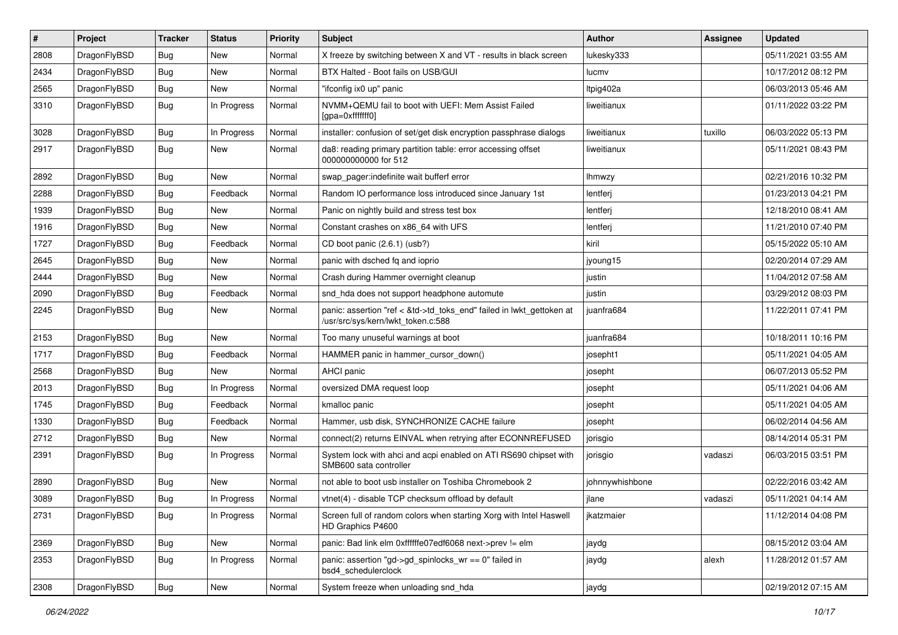| # | Project | Tracker | Status | Priority | Subject | Author | Assignee | Updated |
|---|---|---|---|---|---|---|---|---|
| 2808 | DragonFlyBSD | Bug | New | Normal | X freeze by switching between X and VT - results in black screen | lukesky333 | | 05/11/2021 03:55 AM |
| 2434 | DragonFlyBSD | Bug | New | Normal | BTX Halted - Boot fails on USB/GUI | lucmv | | 10/17/2012 08:12 PM |
| 2565 | DragonFlyBSD | Bug | New | Normal | "ifconfig ix0 up" panic | ltpig402a | | 06/03/2013 05:46 AM |
| 3310 | DragonFlyBSD | Bug | In Progress | Normal | NVMM+QEMU fail to boot with UEFI: Mem Assist Failed [gpa=0xfffffff0] | liweitianux | | 01/11/2022 03:22 PM |
| 3028 | DragonFlyBSD | Bug | In Progress | Normal | installer: confusion of set/get disk encryption passphrase dialogs | liweitianux | tuxillo | 06/03/2022 05:13 PM |
| 2917 | DragonFlyBSD | Bug | New | Normal | da8: reading primary partition table: error accessing offset 000000000000 for 512 | liweitianux | | 05/11/2021 08:43 PM |
| 2892 | DragonFlyBSD | Bug | New | Normal | swap_pager:indefinite wait bufferf error | lhmwzy | | 02/21/2016 10:32 PM |
| 2288 | DragonFlyBSD | Bug | Feedback | Normal | Random IO performance loss introduced since January 1st | lentferj | | 01/23/2013 04:21 PM |
| 1939 | DragonFlyBSD | Bug | New | Normal | Panic on nightly build and stress test box | lentferj | | 12/18/2010 08:41 AM |
| 1916 | DragonFlyBSD | Bug | New | Normal | Constant crashes on x86_64 with UFS | lentferj | | 11/21/2010 07:40 PM |
| 1727 | DragonFlyBSD | Bug | Feedback | Normal | CD boot panic (2.6.1) (usb?) | kiril | | 05/15/2022 05:10 AM |
| 2645 | DragonFlyBSD | Bug | New | Normal | panic with dsched fq and ioprio | jyoung15 | | 02/20/2014 07:29 AM |
| 2444 | DragonFlyBSD | Bug | New | Normal | Crash during Hammer overnight cleanup | justin | | 11/04/2012 07:58 AM |
| 2090 | DragonFlyBSD | Bug | Feedback | Normal | snd_hda does not support headphone automute | justin | | 03/29/2012 08:03 PM |
| 2245 | DragonFlyBSD | Bug | New | Normal | panic: assertion "ref < &td->td_toks_end" failed in lwkt_gettoken at /usr/src/sys/kern/lwkt_token.c:588 | juanfra684 | | 11/22/2011 07:41 PM |
| 2153 | DragonFlyBSD | Bug | New | Normal | Too many unuseful warnings at boot | juanfra684 | | 10/18/2011 10:16 PM |
| 1717 | DragonFlyBSD | Bug | Feedback | Normal | HAMMER panic in hammer_cursor_down() | josepht1 | | 05/11/2021 04:05 AM |
| 2568 | DragonFlyBSD | Bug | New | Normal | AHCI panic | josepht | | 06/07/2013 05:52 PM |
| 2013 | DragonFlyBSD | Bug | In Progress | Normal | oversized DMA request loop | josepht | | 05/11/2021 04:06 AM |
| 1745 | DragonFlyBSD | Bug | Feedback | Normal | kmalloc panic | josepht | | 05/11/2021 04:05 AM |
| 1330 | DragonFlyBSD | Bug | Feedback | Normal | Hammer, usb disk, SYNCHRONIZE CACHE failure | josepht | | 06/02/2014 04:56 AM |
| 2712 | DragonFlyBSD | Bug | New | Normal | connect(2) returns EINVAL when retrying after ECONNREFUSED | jorisgio | | 08/14/2014 05:31 PM |
| 2391 | DragonFlyBSD | Bug | In Progress | Normal | System lock with ahci and acpi enabled on ATI RS690 chipset with SMB600 sata controller | jorisgio | vadaszi | 06/03/2015 03:51 PM |
| 2890 | DragonFlyBSD | Bug | New | Normal | not able to boot usb installer on Toshiba Chromebook 2 | johnnywhishbone | | 02/22/2016 03:42 AM |
| 3089 | DragonFlyBSD | Bug | In Progress | Normal | vtnet(4) - disable TCP checksum offload by default | jlane | vadaszi | 05/11/2021 04:14 AM |
| 2731 | DragonFlyBSD | Bug | In Progress | Normal | Screen full of random colors when starting Xorg with Intel Haswell HD Graphics P4600 | jkatzmaier | | 11/12/2014 04:08 PM |
| 2369 | DragonFlyBSD | Bug | New | Normal | panic: Bad link elm 0xffffffe07edf6068 next->prev != elm | jaydg | | 08/15/2012 03:04 AM |
| 2353 | DragonFlyBSD | Bug | In Progress | Normal | panic: assertion "gd->gd_spinlocks_wr == 0" failed in bsd4_schedulerclock | jaydg | alexh | 11/28/2012 01:57 AM |
| 2308 | DragonFlyBSD | Bug | New | Normal | System freeze when unloading snd_hda | jaydg | | 02/19/2012 07:15 AM |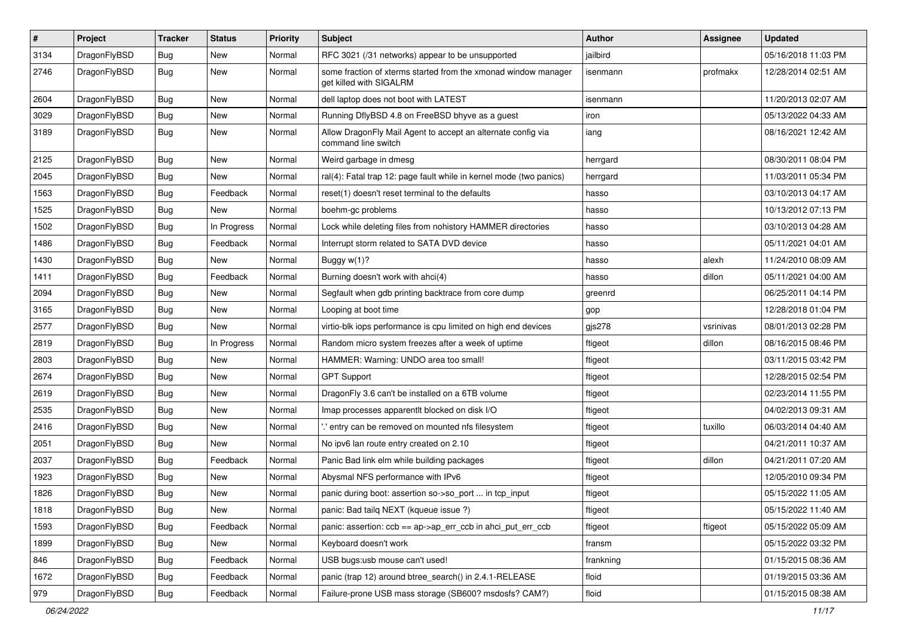| # | Project | Tracker | Status | Priority | Subject | Author | Assignee | Updated |
|---|---|---|---|---|---|---|---|---|
| 3134 | DragonFlyBSD | Bug | New | Normal | RFC 3021 (/31 networks) appear to be unsupported | jailbird | | 05/16/2018 11:03 PM |
| 2746 | DragonFlyBSD | Bug | New | Normal | some fraction of xterms started from the xmonad window manager get killed with SIGALRM | isenmann | profmakx | 12/28/2014 02:51 AM |
| 2604 | DragonFlyBSD | Bug | New | Normal | dell laptop does not boot with LATEST | isenmann | | 11/20/2013 02:07 AM |
| 3029 | DragonFlyBSD | Bug | New | Normal | Running DflyBSD 4.8 on FreeBSD bhyve as a guest | iron | | 05/13/2022 04:33 AM |
| 3189 | DragonFlyBSD | Bug | New | Normal | Allow DragonFly Mail Agent to accept an alternate config via command line switch | iang | | 08/16/2021 12:42 AM |
| 2125 | DragonFlyBSD | Bug | New | Normal | Weird garbage in dmesg | herrgard | | 08/30/2011 08:04 PM |
| 2045 | DragonFlyBSD | Bug | New | Normal | ral(4): Fatal trap 12: page fault while in kernel mode (two panics) | herrgard | | 11/03/2011 05:34 PM |
| 1563 | DragonFlyBSD | Bug | Feedback | Normal | reset(1) doesn't reset terminal to the defaults | hasso | | 03/10/2013 04:17 AM |
| 1525 | DragonFlyBSD | Bug | New | Normal | boehm-gc problems | hasso | | 10/13/2012 07:13 PM |
| 1502 | DragonFlyBSD | Bug | In Progress | Normal | Lock while deleting files from nohistory HAMMER directories | hasso | | 03/10/2013 04:28 AM |
| 1486 | DragonFlyBSD | Bug | Feedback | Normal | Interrupt storm related to SATA DVD device | hasso | | 05/11/2021 04:01 AM |
| 1430 | DragonFlyBSD | Bug | New | Normal | Buggy w(1)? | hasso | alexh | 11/24/2010 08:09 AM |
| 1411 | DragonFlyBSD | Bug | Feedback | Normal | Burning doesn't work with ahci(4) | hasso | dillon | 05/11/2021 04:00 AM |
| 2094 | DragonFlyBSD | Bug | New | Normal | Segfault when gdb printing backtrace from core dump | greenrd | | 06/25/2011 04:14 PM |
| 3165 | DragonFlyBSD | Bug | New | Normal | Looping at boot time | gop | | 12/28/2018 01:04 PM |
| 2577 | DragonFlyBSD | Bug | New | Normal | virtio-blk iops performance is cpu limited on high end devices | gjs278 | vsrinivas | 08/01/2013 02:28 PM |
| 2819 | DragonFlyBSD | Bug | In Progress | Normal | Random micro system freezes after a week of uptime | ftigeot | dillon | 08/16/2015 08:46 PM |
| 2803 | DragonFlyBSD | Bug | New | Normal | HAMMER: Warning: UNDO area too small! | ftigeot | | 03/11/2015 03:42 PM |
| 2674 | DragonFlyBSD | Bug | New | Normal | GPT Support | ftigeot | | 12/28/2015 02:54 PM |
| 2619 | DragonFlyBSD | Bug | New | Normal | DragonFly 3.6 can't be installed on a 6TB volume | ftigeot | | 02/23/2014 11:55 PM |
| 2535 | DragonFlyBSD | Bug | New | Normal | Imap processes apparentlt blocked on disk I/O | ftigeot | | 04/02/2013 09:31 AM |
| 2416 | DragonFlyBSD | Bug | New | Normal | '.' entry can be removed on mounted nfs filesystem | ftigeot | tuxillo | 06/03/2014 04:40 AM |
| 2051 | DragonFlyBSD | Bug | New | Normal | No ipv6 lan route entry created on 2.10 | ftigeot | | 04/21/2011 10:37 AM |
| 2037 | DragonFlyBSD | Bug | Feedback | Normal | Panic Bad link elm while building packages | ftigeot | dillon | 04/21/2011 07:20 AM |
| 1923 | DragonFlyBSD | Bug | New | Normal | Abysmal NFS performance with IPv6 | ftigeot | | 12/05/2010 09:34 PM |
| 1826 | DragonFlyBSD | Bug | New | Normal | panic during boot: assertion so->so_port ... in tcp_input | ftigeot | | 05/15/2022 11:05 AM |
| 1818 | DragonFlyBSD | Bug | New | Normal | panic: Bad tailq NEXT (kqueue issue ?) | ftigeot | | 05/15/2022 11:40 AM |
| 1593 | DragonFlyBSD | Bug | Feedback | Normal | panic: assertion: ccb == ap->ap_err_ccb in ahci_put_err_ccb | ftigeot | ftigeot | 05/15/2022 05:09 AM |
| 1899 | DragonFlyBSD | Bug | New | Normal | Keyboard doesn't work | fransm | | 05/15/2022 03:32 PM |
| 846 | DragonFlyBSD | Bug | Feedback | Normal | USB bugs:usb mouse can't used! | frankning | | 01/15/2015 08:36 AM |
| 1672 | DragonFlyBSD | Bug | Feedback | Normal | panic (trap 12) around btree_search() in 2.4.1-RELEASE | floid | | 01/19/2015 03:36 AM |
| 979 | DragonFlyBSD | Bug | Feedback | Normal | Failure-prone USB mass storage (SB600? msdosfs? CAM?) | floid | | 01/15/2015 08:38 AM |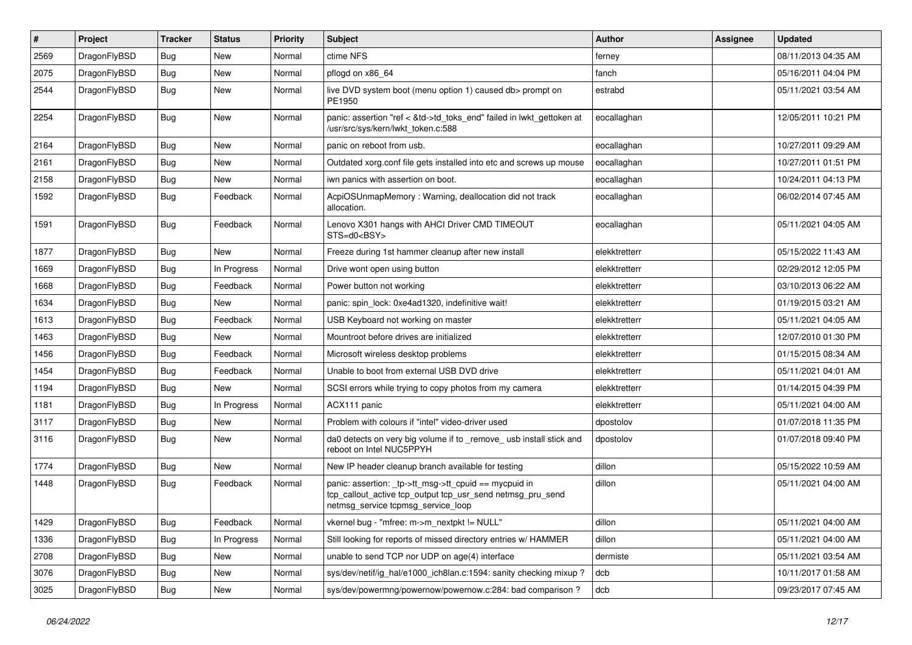| # | Project | Tracker | Status | Priority | Subject | Author | Assignee | Updated |
|---|---|---|---|---|---|---|---|---|
| 2569 | DragonFlyBSD | Bug | New | Normal | ctime NFS | ferney | | 08/11/2013 04:35 AM |
| 2075 | DragonFlyBSD | Bug | New | Normal | pflogd on x86_64 | fanch | | 05/16/2011 04:04 PM |
| 2544 | DragonFlyBSD | Bug | New | Normal | live DVD system boot (menu option 1) caused db> prompt on PE1950 | estrabd | | 05/11/2021 03:54 AM |
| 2254 | DragonFlyBSD | Bug | New | Normal | panic: assertion "ref < &td->td_toks_end" failed in lwkt_gettoken at /usr/src/sys/kern/lwkt_token.c:588 | eocallaghan | | 12/05/2011 10:21 PM |
| 2164 | DragonFlyBSD | Bug | New | Normal | panic on reboot from usb. | eocallaghan | | 10/27/2011 09:29 AM |
| 2161 | DragonFlyBSD | Bug | New | Normal | Outdated xorg.conf file gets installed into etc and screws up mouse | eocallaghan | | 10/27/2011 01:51 PM |
| 2158 | DragonFlyBSD | Bug | New | Normal | iwn panics with assertion on boot. | eocallaghan | | 10/24/2011 04:13 PM |
| 1592 | DragonFlyBSD | Bug | Feedback | Normal | AcpiOSUnmapMemory : Warning, deallocation did not track allocation. | eocallaghan | | 06/02/2014 07:45 AM |
| 1591 | DragonFlyBSD | Bug | Feedback | Normal | Lenovo X301 hangs with AHCI Driver CMD TIMEOUT STS=d0<BSY> | eocallaghan | | 05/11/2021 04:05 AM |
| 1877 | DragonFlyBSD | Bug | New | Normal | Freeze during 1st hammer cleanup after new install | elekktretterr | | 05/15/2022 11:43 AM |
| 1669 | DragonFlyBSD | Bug | In Progress | Normal | Drive wont open using button | elekktretterr | | 02/29/2012 12:05 PM |
| 1668 | DragonFlyBSD | Bug | Feedback | Normal | Power button not working | elekktretterr | | 03/10/2013 06:22 AM |
| 1634 | DragonFlyBSD | Bug | New | Normal | panic: spin_lock: 0xe4ad1320, indefinitive wait! | elekktretterr | | 01/19/2015 03:21 AM |
| 1613 | DragonFlyBSD | Bug | Feedback | Normal | USB Keyboard not working on master | elekktretterr | | 05/11/2021 04:05 AM |
| 1463 | DragonFlyBSD | Bug | New | Normal | Mountroot before drives are initialized | elekktretterr | | 12/07/2010 01:30 PM |
| 1456 | DragonFlyBSD | Bug | Feedback | Normal | Microsoft wireless desktop problems | elekktretterr | | 01/15/2015 08:34 AM |
| 1454 | DragonFlyBSD | Bug | Feedback | Normal | Unable to boot from external USB DVD drive | elekktretterr | | 05/11/2021 04:01 AM |
| 1194 | DragonFlyBSD | Bug | New | Normal | SCSI errors while trying to copy photos from my camera | elekktretterr | | 01/14/2015 04:39 PM |
| 1181 | DragonFlyBSD | Bug | In Progress | Normal | ACX111 panic | elekktretterr | | 05/11/2021 04:00 AM |
| 3117 | DragonFlyBSD | Bug | New | Normal | Problem with colours if "intel" video-driver used | dpostolov | | 01/07/2018 11:35 PM |
| 3116 | DragonFlyBSD | Bug | New | Normal | da0 detects on very big volume if to _remove_ usb install stick and reboot on Intel NUC5PPYH | dpostolov | | 01/07/2018 09:40 PM |
| 1774 | DragonFlyBSD | Bug | New | Normal | New IP header cleanup branch available for testing | dillon | | 05/15/2022 10:59 AM |
| 1448 | DragonFlyBSD | Bug | Feedback | Normal | panic: assertion: _tp->tt_msg->tt_cpuid == mycpuid in tcp_callout_active tcp_output tcp_usr_send netmsg_pru_send netmsg_service tcpmsg_service_loop | dillon | | 05/11/2021 04:00 AM |
| 1429 | DragonFlyBSD | Bug | Feedback | Normal | vkernel bug - "mfree: m->m_nextpkt != NULL" | dillon | | 05/11/2021 04:00 AM |
| 1336 | DragonFlyBSD | Bug | In Progress | Normal | Still looking for reports of missed directory entries w/ HAMMER | dillon | | 05/11/2021 04:00 AM |
| 2708 | DragonFlyBSD | Bug | New | Normal | unable to send TCP nor UDP on age(4) interface | dermiste | | 05/11/2021 03:54 AM |
| 3076 | DragonFlyBSD | Bug | New | Normal | sys/dev/netif/ig_hal/e1000_ich8lan.c:1594: sanity checking mixup ? | dcb | | 10/11/2017 01:58 AM |
| 3025 | DragonFlyBSD | Bug | New | Normal | sys/dev/powermng/powernow/powernow.c:284: bad comparison ? | dcb | | 09/23/2017 07:45 AM |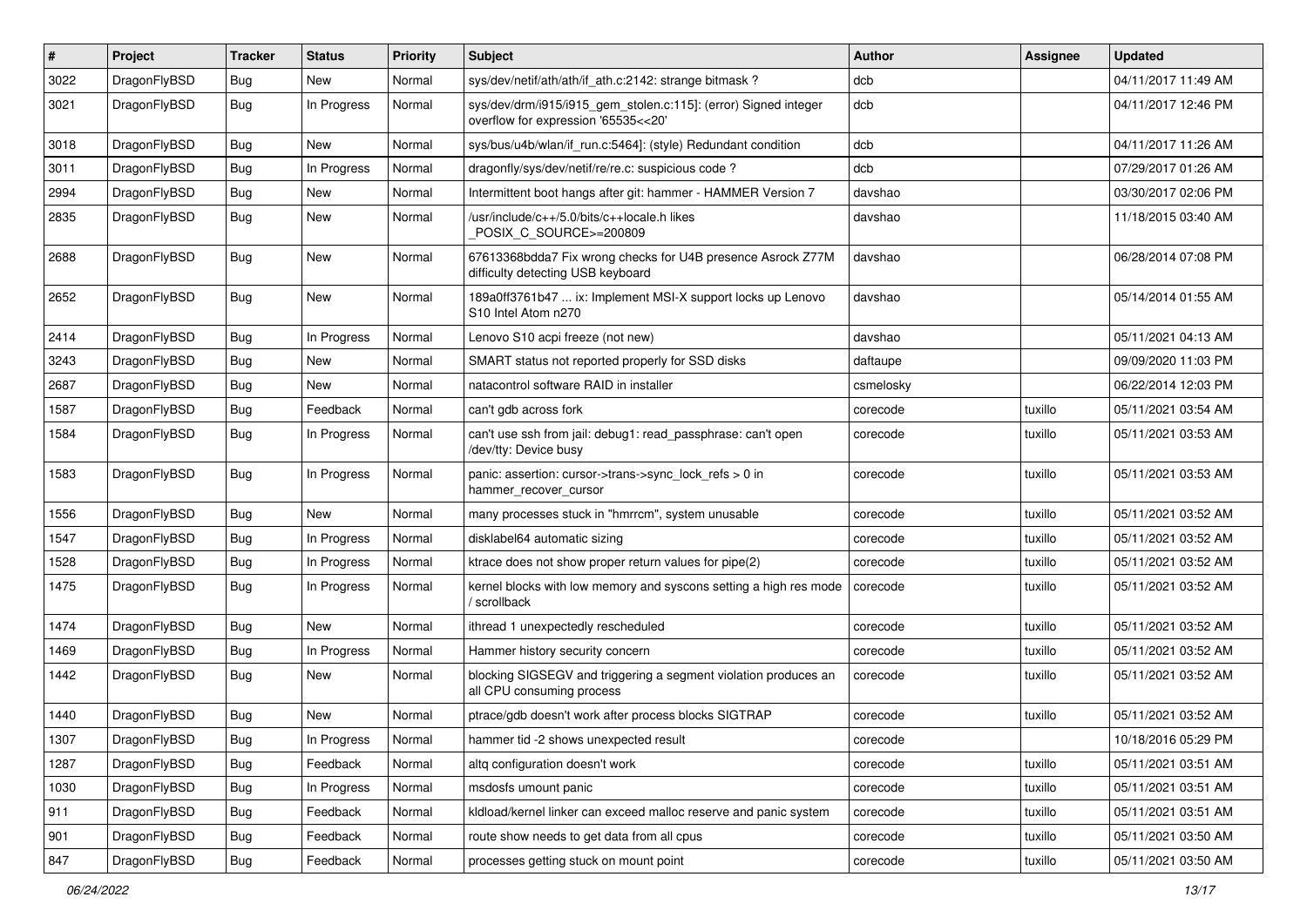| # | Project | Tracker | Status | Priority | Subject | Author | Assignee | Updated |
|---|---|---|---|---|---|---|---|---|
| 3022 | DragonFlyBSD | Bug | New | Normal | sys/dev/netif/ath/ath/if_ath.c:2142: strange bitmask ? | dcb | | 04/11/2017 11:49 AM |
| 3021 | DragonFlyBSD | Bug | In Progress | Normal | sys/dev/drm/i915/i915_gem_stolen.c:115]: (error) Signed integer overflow for expression '65535<<20' | dcb | | 04/11/2017 12:46 PM |
| 3018 | DragonFlyBSD | Bug | New | Normal | sys/bus/u4b/wlan/if_run.c:5464]: (style) Redundant condition | dcb | | 04/11/2017 11:26 AM |
| 3011 | DragonFlyBSD | Bug | In Progress | Normal | dragonfly/sys/dev/netif/re/re.c: suspicious code ? | dcb | | 07/29/2017 01:26 AM |
| 2994 | DragonFlyBSD | Bug | New | Normal | Intermittent boot hangs after git: hammer - HAMMER Version 7 | davshao | | 03/30/2017 02:06 PM |
| 2835 | DragonFlyBSD | Bug | New | Normal | /usr/include/c++/5.0/bits/c++locale.h likes _POSIX_C_SOURCE>=200809 | davshao | | 11/18/2015 03:40 AM |
| 2688 | DragonFlyBSD | Bug | New | Normal | 67613368bdda7 Fix wrong checks for U4B presence Asrock Z77M difficulty detecting USB keyboard | davshao | | 06/28/2014 07:08 PM |
| 2652 | DragonFlyBSD | Bug | New | Normal | 189a0ff3761b47 ... ix: Implement MSI-X support locks up Lenovo S10 Intel Atom n270 | davshao | | 05/14/2014 01:55 AM |
| 2414 | DragonFlyBSD | Bug | In Progress | Normal | Lenovo S10 acpi freeze (not new) | davshao | | 05/11/2021 04:13 AM |
| 3243 | DragonFlyBSD | Bug | New | Normal | SMART status not reported properly for SSD disks | daftaupe | | 09/09/2020 11:03 PM |
| 2687 | DragonFlyBSD | Bug | New | Normal | natacontrol software RAID in installer | csmelosky | | 06/22/2014 12:03 PM |
| 1587 | DragonFlyBSD | Bug | Feedback | Normal | can't gdb across fork | corecode | tuxillo | 05/11/2021 03:54 AM |
| 1584 | DragonFlyBSD | Bug | In Progress | Normal | can't use ssh from jail: debug1: read_passphrase: can't open /dev/tty: Device busy | corecode | tuxillo | 05/11/2021 03:53 AM |
| 1583 | DragonFlyBSD | Bug | In Progress | Normal | panic: assertion: cursor->trans->sync_lock_refs > 0 in hammer_recover_cursor | corecode | tuxillo | 05/11/2021 03:53 AM |
| 1556 | DragonFlyBSD | Bug | New | Normal | many processes stuck in "hmrrcm", system unusable | corecode | tuxillo | 05/11/2021 03:52 AM |
| 1547 | DragonFlyBSD | Bug | In Progress | Normal | disklabel64 automatic sizing | corecode | tuxillo | 05/11/2021 03:52 AM |
| 1528 | DragonFlyBSD | Bug | In Progress | Normal | ktrace does not show proper return values for pipe(2) | corecode | tuxillo | 05/11/2021 03:52 AM |
| 1475 | DragonFlyBSD | Bug | In Progress | Normal | kernel blocks with low memory and syscons setting a high res mode / scrollback | corecode | tuxillo | 05/11/2021 03:52 AM |
| 1474 | DragonFlyBSD | Bug | New | Normal | ithread 1 unexpectedly rescheduled | corecode | tuxillo | 05/11/2021 03:52 AM |
| 1469 | DragonFlyBSD | Bug | In Progress | Normal | Hammer history security concern | corecode | tuxillo | 05/11/2021 03:52 AM |
| 1442 | DragonFlyBSD | Bug | New | Normal | blocking SIGSEGV and triggering a segment violation produces an all CPU consuming process | corecode | tuxillo | 05/11/2021 03:52 AM |
| 1440 | DragonFlyBSD | Bug | New | Normal | ptrace/gdb doesn't work after process blocks SIGTRAP | corecode | tuxillo | 05/11/2021 03:52 AM |
| 1307 | DragonFlyBSD | Bug | In Progress | Normal | hammer tid -2 shows unexpected result | corecode | | 10/18/2016 05:29 PM |
| 1287 | DragonFlyBSD | Bug | Feedback | Normal | altq configuration doesn't work | corecode | tuxillo | 05/11/2021 03:51 AM |
| 1030 | DragonFlyBSD | Bug | In Progress | Normal | msdosfs umount panic | corecode | tuxillo | 05/11/2021 03:51 AM |
| 911 | DragonFlyBSD | Bug | Feedback | Normal | kldload/kernel linker can exceed malloc reserve and panic system | corecode | tuxillo | 05/11/2021 03:51 AM |
| 901 | DragonFlyBSD | Bug | Feedback | Normal | route show needs to get data from all cpus | corecode | tuxillo | 05/11/2021 03:50 AM |
| 847 | DragonFlyBSD | Bug | Feedback | Normal | processes getting stuck on mount point | corecode | tuxillo | 05/11/2021 03:50 AM |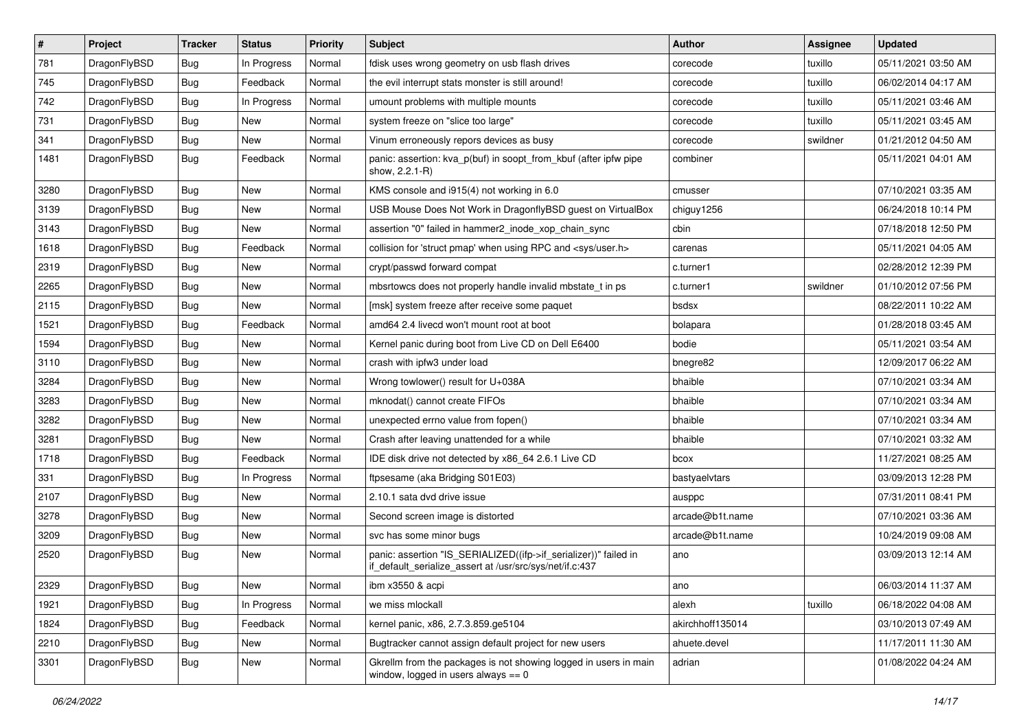| # | Project | Tracker | Status | Priority | Subject | Author | Assignee | Updated |
|---|---|---|---|---|---|---|---|---|
| 781 | DragonFlyBSD | Bug | In Progress | Normal | fdisk uses wrong geometry on usb flash drives | corecode | tuxillo | 05/11/2021 03:50 AM |
| 745 | DragonFlyBSD | Bug | Feedback | Normal | the evil interrupt stats monster is still around! | corecode | tuxillo | 06/02/2014 04:17 AM |
| 742 | DragonFlyBSD | Bug | In Progress | Normal | umount problems with multiple mounts | corecode | tuxillo | 05/11/2021 03:46 AM |
| 731 | DragonFlyBSD | Bug | New | Normal | system freeze on "slice too large" | corecode | tuxillo | 05/11/2021 03:45 AM |
| 341 | DragonFlyBSD | Bug | New | Normal | Vinum erroneously repors devices as busy | corecode | swildner | 01/21/2012 04:50 AM |
| 1481 | DragonFlyBSD | Bug | Feedback | Normal | panic: assertion: kva_p(buf) in soopt_from_kbuf (after ipfw pipe show, 2.2.1-R) | combiner | | 05/11/2021 04:01 AM |
| 3280 | DragonFlyBSD | Bug | New | Normal | KMS console and i915(4) not working in 6.0 | cmusser | | 07/10/2021 03:35 AM |
| 3139 | DragonFlyBSD | Bug | New | Normal | USB Mouse Does Not Work in DragonflyBSD guest on VirtualBox | chiguy1256 | | 06/24/2018 10:14 PM |
| 3143 | DragonFlyBSD | Bug | New | Normal | assertion "0" failed in hammer2_inode_xop_chain_sync | cbin | | 07/18/2018 12:50 PM |
| 1618 | DragonFlyBSD | Bug | Feedback | Normal | collision for 'struct pmap' when using RPC and <sys/user.h> | carenas | | 05/11/2021 04:05 AM |
| 2319 | DragonFlyBSD | Bug | New | Normal | crypt/passwd forward compat | c.turner1 | | 02/28/2012 12:39 PM |
| 2265 | DragonFlyBSD | Bug | New | Normal | mbsrtowcs does not properly handle invalid mbstate_t in ps | c.turner1 | swildner | 01/10/2012 07:56 PM |
| 2115 | DragonFlyBSD | Bug | New | Normal | [msk] system freeze after receive some paquet | bsdsx | | 08/22/2011 10:22 AM |
| 1521 | DragonFlyBSD | Bug | Feedback | Normal | amd64 2.4 livecd won't mount root at boot | bolapara | | 01/28/2018 03:45 AM |
| 1594 | DragonFlyBSD | Bug | New | Normal | Kernel panic during boot from Live CD on Dell E6400 | bodie | | 05/11/2021 03:54 AM |
| 3110 | DragonFlyBSD | Bug | New | Normal | crash with ipfw3 under load | bnegre82 | | 12/09/2017 06:22 AM |
| 3284 | DragonFlyBSD | Bug | New | Normal | Wrong towlower() result for U+038A | bhaible | | 07/10/2021 03:34 AM |
| 3283 | DragonFlyBSD | Bug | New | Normal | mknodat() cannot create FIFOs | bhaible | | 07/10/2021 03:34 AM |
| 3282 | DragonFlyBSD | Bug | New | Normal | unexpected errno value from fopen() | bhaible | | 07/10/2021 03:34 AM |
| 3281 | DragonFlyBSD | Bug | New | Normal | Crash after leaving unattended for a while | bhaible | | 07/10/2021 03:32 AM |
| 1718 | DragonFlyBSD | Bug | Feedback | Normal | IDE disk drive not detected by x86_64 2.6.1 Live CD | bcox | | 11/27/2021 08:25 AM |
| 331 | DragonFlyBSD | Bug | In Progress | Normal | ftpsesame (aka Bridging S01E03) | bastyaelvtars | | 03/09/2013 12:28 PM |
| 2107 | DragonFlyBSD | Bug | New | Normal | 2.10.1 sata dvd drive issue | ausppc | | 07/31/2011 08:41 PM |
| 3278 | DragonFlyBSD | Bug | New | Normal | Second screen image is distorted | arcade@b1t.name | | 07/10/2021 03:36 AM |
| 3209 | DragonFlyBSD | Bug | New | Normal | svc has some minor bugs | arcade@b1t.name | | 10/24/2019 09:08 AM |
| 2520 | DragonFlyBSD | Bug | New | Normal | panic: assertion "IS_SERIALIZED((ifp->if_serializer))" failed in if_default_serialize_assert at /usr/src/sys/net/if.c:437 | ano | | 03/09/2013 12:14 AM |
| 2329 | DragonFlyBSD | Bug | New | Normal | ibm x3550 & acpi | ano | | 06/03/2014 11:37 AM |
| 1921 | DragonFlyBSD | Bug | In Progress | Normal | we miss mlockall | alexh | tuxillo | 06/18/2022 04:08 AM |
| 1824 | DragonFlyBSD | Bug | Feedback | Normal | kernel panic, x86, 2.7.3.859.ge5104 | akirchhoff135014 | | 03/10/2013 07:49 AM |
| 2210 | DragonFlyBSD | Bug | New | Normal | Bugtracker cannot assign default project for new users | ahuete.devel | | 11/17/2011 11:30 AM |
| 3301 | DragonFlyBSD | Bug | New | Normal | Gkrellm from the packages is not showing logged in users in main window, logged in users always == 0 | adrian | | 01/08/2022 04:24 AM |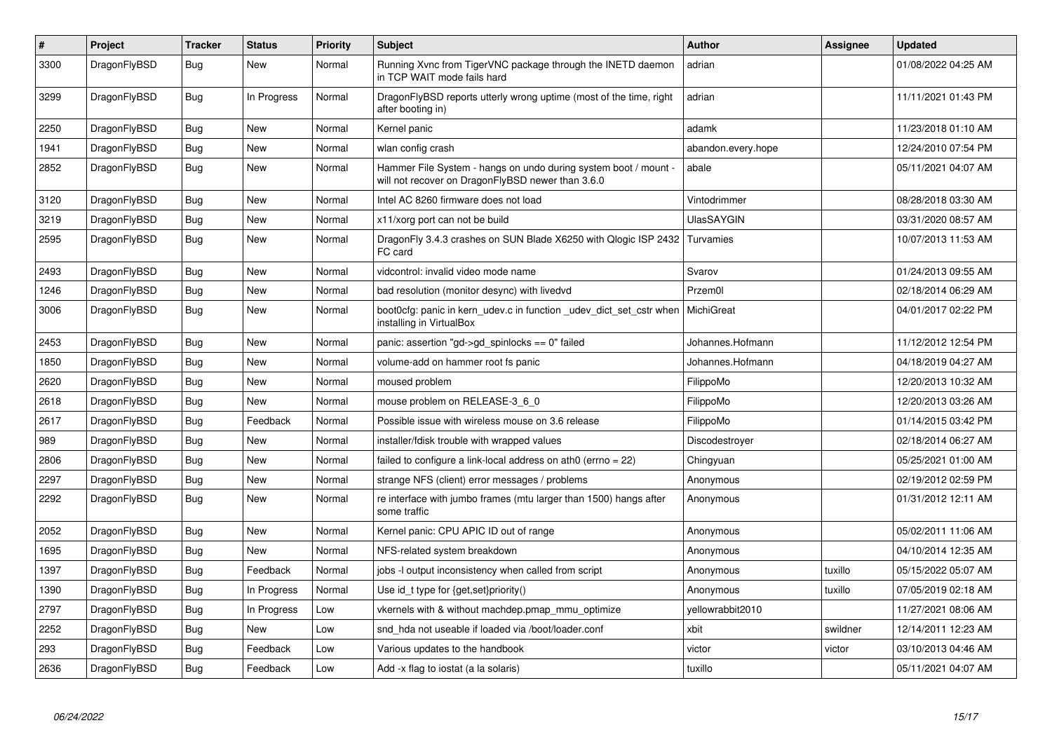| # | Project | Tracker | Status | Priority | Subject | Author | Assignee | Updated |
|---|---|---|---|---|---|---|---|---|
| 3300 | DragonFlyBSD | Bug | New | Normal | Running Xvnc from TigerVNC package through the INETD daemon in TCP WAIT mode fails hard | adrian | | 01/08/2022 04:25 AM |
| 3299 | DragonFlyBSD | Bug | In Progress | Normal | DragonFlyBSD reports utterly wrong uptime (most of the time, right after booting in) | adrian | | 11/11/2021 01:43 PM |
| 2250 | DragonFlyBSD | Bug | New | Normal | Kernel panic | adamk | | 11/23/2018 01:10 AM |
| 1941 | DragonFlyBSD | Bug | New | Normal | wlan config crash | abandon.every.hope | | 12/24/2010 07:54 PM |
| 2852 | DragonFlyBSD | Bug | New | Normal | Hammer File System - hangs on undo during system boot / mount - will not recover on DragonFlyBSD newer than 3.6.0 | abale | | 05/11/2021 04:07 AM |
| 3120 | DragonFlyBSD | Bug | New | Normal | Intel AC 8260 firmware does not load | Vintodrimmer | | 08/28/2018 03:30 AM |
| 3219 | DragonFlyBSD | Bug | New | Normal | x11/xorg port can not be build | UlasSAYGIN | | 03/31/2020 08:57 AM |
| 2595 | DragonFlyBSD | Bug | New | Normal | DragonFly 3.4.3 crashes on SUN Blade X6250 with Qlogic ISP 2432 FC card | Turvamies | | 10/07/2013 11:53 AM |
| 2493 | DragonFlyBSD | Bug | New | Normal | vidcontrol: invalid video mode name | Svarov | | 01/24/2013 09:55 AM |
| 1246 | DragonFlyBSD | Bug | New | Normal | bad resolution (monitor desync) with livedvd | Przem0l | | 02/18/2014 06:29 AM |
| 3006 | DragonFlyBSD | Bug | New | Normal | boot0cfg: panic in kern_udev.c in function _udev_dict_set_cstr when installing in VirtualBox | MichiGreat | | 04/01/2017 02:22 PM |
| 2453 | DragonFlyBSD | Bug | New | Normal | panic: assertion "gd->gd_spinlocks == 0" failed | Johannes.Hofmann | | 11/12/2012 12:54 PM |
| 1850 | DragonFlyBSD | Bug | New | Normal | volume-add on hammer root fs panic | Johannes.Hofmann | | 04/18/2019 04:27 AM |
| 2620 | DragonFlyBSD | Bug | New | Normal | moused problem | FilippoMo | | 12/20/2013 10:32 AM |
| 2618 | DragonFlyBSD | Bug | New | Normal | mouse problem on RELEASE-3_6_0 | FilippoMo | | 12/20/2013 03:26 AM |
| 2617 | DragonFlyBSD | Bug | Feedback | Normal | Possible issue with wireless mouse on 3.6 release | FilippoMo | | 01/14/2015 03:42 PM |
| 989 | DragonFlyBSD | Bug | New | Normal | installer/fdisk trouble with wrapped values | Discodestroyer | | 02/18/2014 06:27 AM |
| 2806 | DragonFlyBSD | Bug | New | Normal | failed to configure a link-local address on ath0 (errno = 22) | Chingyuan | | 05/25/2021 01:00 AM |
| 2297 | DragonFlyBSD | Bug | New | Normal | strange NFS (client) error messages / problems | Anonymous | | 02/19/2012 02:59 PM |
| 2292 | DragonFlyBSD | Bug | New | Normal | re interface with jumbo frames (mtu larger than 1500) hangs after some traffic | Anonymous | | 01/31/2012 12:11 AM |
| 2052 | DragonFlyBSD | Bug | New | Normal | Kernel panic: CPU APIC ID out of range | Anonymous | | 05/02/2011 11:06 AM |
| 1695 | DragonFlyBSD | Bug | New | Normal | NFS-related system breakdown | Anonymous | | 04/10/2014 12:35 AM |
| 1397 | DragonFlyBSD | Bug | Feedback | Normal | jobs -l output inconsistency when called from script | Anonymous | tuxillo | 05/15/2022 05:07 AM |
| 1390 | DragonFlyBSD | Bug | In Progress | Normal | Use id_t type for {get,set}priority() | Anonymous | tuxillo | 07/05/2019 02:18 AM |
| 2797 | DragonFlyBSD | Bug | In Progress | Low | vkernels with & without machdep.pmap_mmu_optimize | yellowrabbit2010 | | 11/27/2021 08:06 AM |
| 2252 | DragonFlyBSD | Bug | New | Low | snd_hda not useable if loaded via /boot/loader.conf | xbit | swildner | 12/14/2011 12:23 AM |
| 293 | DragonFlyBSD | Bug | Feedback | Low | Various updates to the handbook | victor | victor | 03/10/2013 04:46 AM |
| 2636 | DragonFlyBSD | Bug | Feedback | Low | Add -x flag to iostat (a la solaris) | tuxillo | | 05/11/2021 04:07 AM |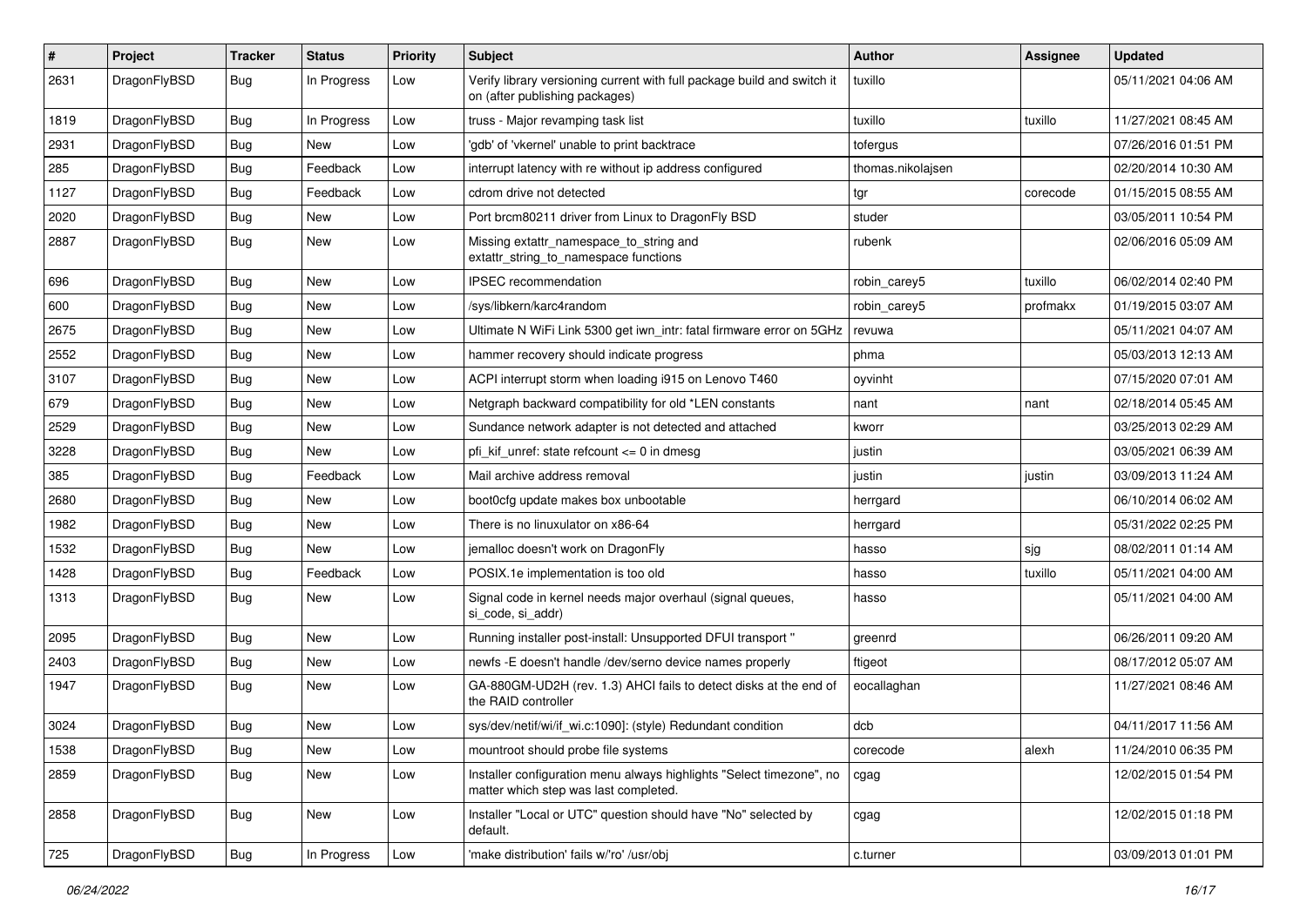| # | Project | Tracker | Status | Priority | Subject | Author | Assignee | Updated |
|---|---|---|---|---|---|---|---|---|
| 2631 | DragonFlyBSD | Bug | In Progress | Low | Verify library versioning current with full package build and switch it on (after publishing packages) | tuxillo | | 05/11/2021 04:06 AM |
| 1819 | DragonFlyBSD | Bug | In Progress | Low | truss - Major revamping task list | tuxillo | tuxillo | 11/27/2021 08:45 AM |
| 2931 | DragonFlyBSD | Bug | New | Low | 'gdb' of 'vkernel' unable to print backtrace | tofergus | | 07/26/2016 01:51 PM |
| 285 | DragonFlyBSD | Bug | Feedback | Low | interrupt latency with re without ip address configured | thomas.nikolajsen | | 02/20/2014 10:30 AM |
| 1127 | DragonFlyBSD | Bug | Feedback | Low | cdrom drive not detected | tgr | corecode | 01/15/2015 08:55 AM |
| 2020 | DragonFlyBSD | Bug | New | Low | Port brcm80211 driver from Linux to DragonFly BSD | studer | | 03/05/2011 10:54 PM |
| 2887 | DragonFlyBSD | Bug | New | Low | Missing extattr_namespace_to_string and extattr_string_to_namespace functions | rubenk | | 02/06/2016 05:09 AM |
| 696 | DragonFlyBSD | Bug | New | Low | IPSEC recommendation | robin_carey5 | tuxillo | 06/02/2014 02:40 PM |
| 600 | DragonFlyBSD | Bug | New | Low | /sys/libkern/karc4random | robin_carey5 | profmakx | 01/19/2015 03:07 AM |
| 2675 | DragonFlyBSD | Bug | New | Low | Ultimate N WiFi Link 5300 get iwn_intr: fatal firmware error on 5GHz | revuwa | | 05/11/2021 04:07 AM |
| 2552 | DragonFlyBSD | Bug | New | Low | hammer recovery should indicate progress | phma | | 05/03/2013 12:13 AM |
| 3107 | DragonFlyBSD | Bug | New | Low | ACPI interrupt storm when loading i915 on Lenovo T460 | oyvinht | | 07/15/2020 07:01 AM |
| 679 | DragonFlyBSD | Bug | New | Low | Netgraph backward compatibility for old *LEN constants | nant | nant | 02/18/2014 05:45 AM |
| 2529 | DragonFlyBSD | Bug | New | Low | Sundance network adapter is not detected and attached | kworr | | 03/25/2013 02:29 AM |
| 3228 | DragonFlyBSD | Bug | New | Low | pfi_kif_unref: state refcount <= 0 in dmesg | justin | | 03/05/2021 06:39 AM |
| 385 | DragonFlyBSD | Bug | Feedback | Low | Mail archive address removal | justin | justin | 03/09/2013 11:24 AM |
| 2680 | DragonFlyBSD | Bug | New | Low | boot0cfg update makes box unbootable | herrgard | | 06/10/2014 06:02 AM |
| 1982 | DragonFlyBSD | Bug | New | Low | There is no linuxulator on x86-64 | herrgard | | 05/31/2022 02:25 PM |
| 1532 | DragonFlyBSD | Bug | New | Low | jemalloc doesn't work on DragonFly | hasso | sjg | 08/02/2011 01:14 AM |
| 1428 | DragonFlyBSD | Bug | Feedback | Low | POSIX.1e implementation is too old | hasso | tuxillo | 05/11/2021 04:00 AM |
| 1313 | DragonFlyBSD | Bug | New | Low | Signal code in kernel needs major overhaul (signal queues, si_code, si_addr) | hasso | | 05/11/2021 04:00 AM |
| 2095 | DragonFlyBSD | Bug | New | Low | Running installer post-install: Unsupported DFUI transport " | greenrd | | 06/26/2011 09:20 AM |
| 2403 | DragonFlyBSD | Bug | New | Low | newfs -E doesn't handle /dev/serno device names properly | ftigeot | | 08/17/2012 05:07 AM |
| 1947 | DragonFlyBSD | Bug | New | Low | GA-880GM-UD2H (rev. 1.3) AHCI fails to detect disks at the end of the RAID controller | eocallaghan | | 11/27/2021 08:46 AM |
| 3024 | DragonFlyBSD | Bug | New | Low | sys/dev/netif/wi/if_wi.c:1090]: (style) Redundant condition | dcb | | 04/11/2017 11:56 AM |
| 1538 | DragonFlyBSD | Bug | New | Low | mountroot should probe file systems | corecode | alexh | 11/24/2010 06:35 PM |
| 2859 | DragonFlyBSD | Bug | New | Low | Installer configuration menu always highlights "Select timezone", no matter which step was last completed. | cgag | | 12/02/2015 01:54 PM |
| 2858 | DragonFlyBSD | Bug | New | Low | Installer "Local or UTC" question should have "No" selected by default. | cgag | | 12/02/2015 01:18 PM |
| 725 | DragonFlyBSD | Bug | In Progress | Low | 'make distribution' fails w/'ro' /usr/obj | c.turner | | 03/09/2013 01:01 PM |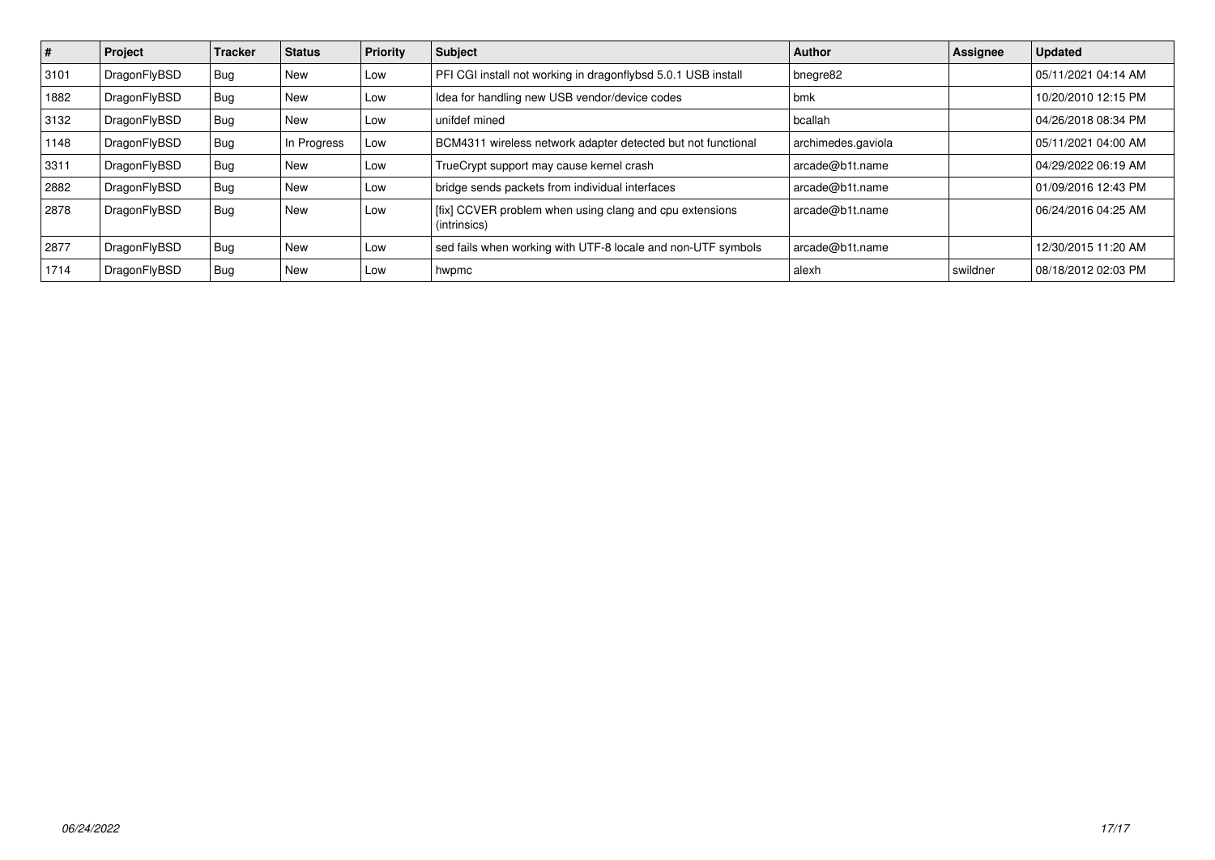| # | Project | Tracker | Status | Priority | Subject | Author | Assignee | Updated |
|---|---|---|---|---|---|---|---|---|
| 3101 | DragonFlyBSD | Bug | New | Low | PFI CGI install not working in dragonflybsd 5.0.1 USB install | bnegre82 | | 05/11/2021 04:14 AM |
| 1882 | DragonFlyBSD | Bug | New | Low | Idea for handling new USB vendor/device codes | bmk | | 10/20/2010 12:15 PM |
| 3132 | DragonFlyBSD | Bug | New | Low | unifdef mined | bcallah | | 04/26/2018 08:34 PM |
| 1148 | DragonFlyBSD | Bug | In Progress | Low | BCM4311 wireless network adapter detected but not functional | archimedes.gaviola | | 05/11/2021 04:00 AM |
| 3311 | DragonFlyBSD | Bug | New | Low | TrueCrypt support may cause kernel crash | arcade@b1t.name | | 04/29/2022 06:19 AM |
| 2882 | DragonFlyBSD | Bug | New | Low | bridge sends packets from individual interfaces | arcade@b1t.name | | 01/09/2016 12:43 PM |
| 2878 | DragonFlyBSD | Bug | New | Low | [fix] CCVER problem when using clang and cpu extensions (intrinsics) | arcade@b1t.name | | 06/24/2016 04:25 AM |
| 2877 | DragonFlyBSD | Bug | New | Low | sed fails when working with UTF-8 locale and non-UTF symbols | arcade@b1t.name | | 12/30/2015 11:20 AM |
| 1714 | DragonFlyBSD | Bug | New | Low | hwpmc | alexh | swildner | 08/18/2012 02:03 PM |